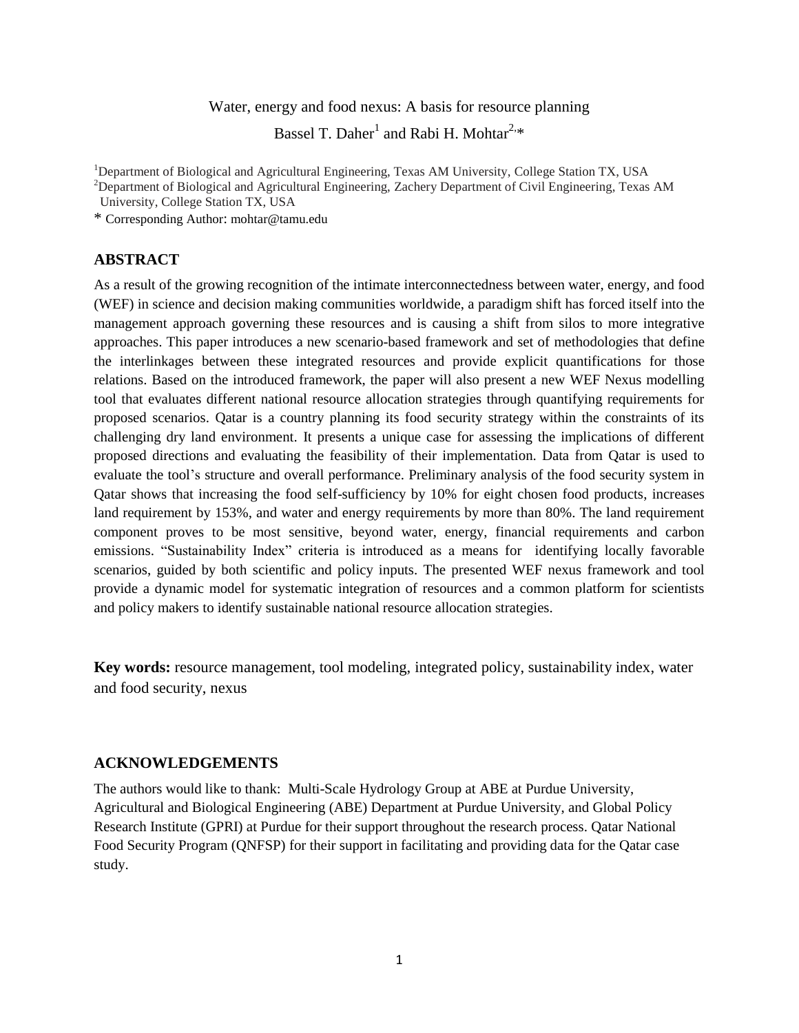# Water, energy and food nexus: A basis for resource planning

Bassel T. Daher[1] and Rabi H. Mohtar[2,*]

[1]Department of Biological and Agricultural Engineering, Texas AM University, College Station TX, USA
[2]Department of Biological and Agricultural Engineering, Zachery Department of Civil Engineering, Texas AM University, College Station TX, USA

* Corresponding Author: mohtar@tamu.edu

## ABSTRACT

As a result of the growing recognition of the intimate interconnectedness between water, energy, and food (WEF) in science and decision making communities worldwide, a paradigm shift has forced itself into the management approach governing these resources and is causing a shift from silos to more integrative approaches. This paper introduces a new scenario-based framework and set of methodologies that define the interlinkages between these integrated resources and provide explicit quantifications for those relations. Based on the introduced framework, the paper will also present a new WEF Nexus modelling tool that evaluates different national resource allocation strategies through quantifying requirements for proposed scenarios. Qatar is a country planning its food security strategy within the constraints of its challenging dry land environment. It presents a unique case for assessing the implications of different proposed directions and evaluating the feasibility of their implementation. Data from Qatar is used to evaluate the tool's structure and overall performance. Preliminary analysis of the food security system in Qatar shows that increasing the food self-sufficiency by 10% for eight chosen food products, increases land requirement by 153%, and water and energy requirements by more than 80%. The land requirement component proves to be most sensitive, beyond water, energy, financial requirements and carbon emissions. "Sustainability Index" criteria is introduced as a means for identifying locally favorable scenarios, guided by both scientific and policy inputs. The presented WEF nexus framework and tool provide a dynamic model for systematic integration of resources and a common platform for scientists and policy makers to identify sustainable national resource allocation strategies.

**Key words:** resource management, tool modeling, integrated policy, sustainability index, water and food security, nexus

## ACKNOWLEDGEMENTS

The authors would like to thank: Multi-Scale Hydrology Group at ABE at Purdue University, Agricultural and Biological Engineering (ABE) Department at Purdue University, and Global Policy Research Institute (GPRI) at Purdue for their support throughout the research process. Qatar National Food Security Program (QNFSP) for their support in facilitating and providing data for the Qatar case study.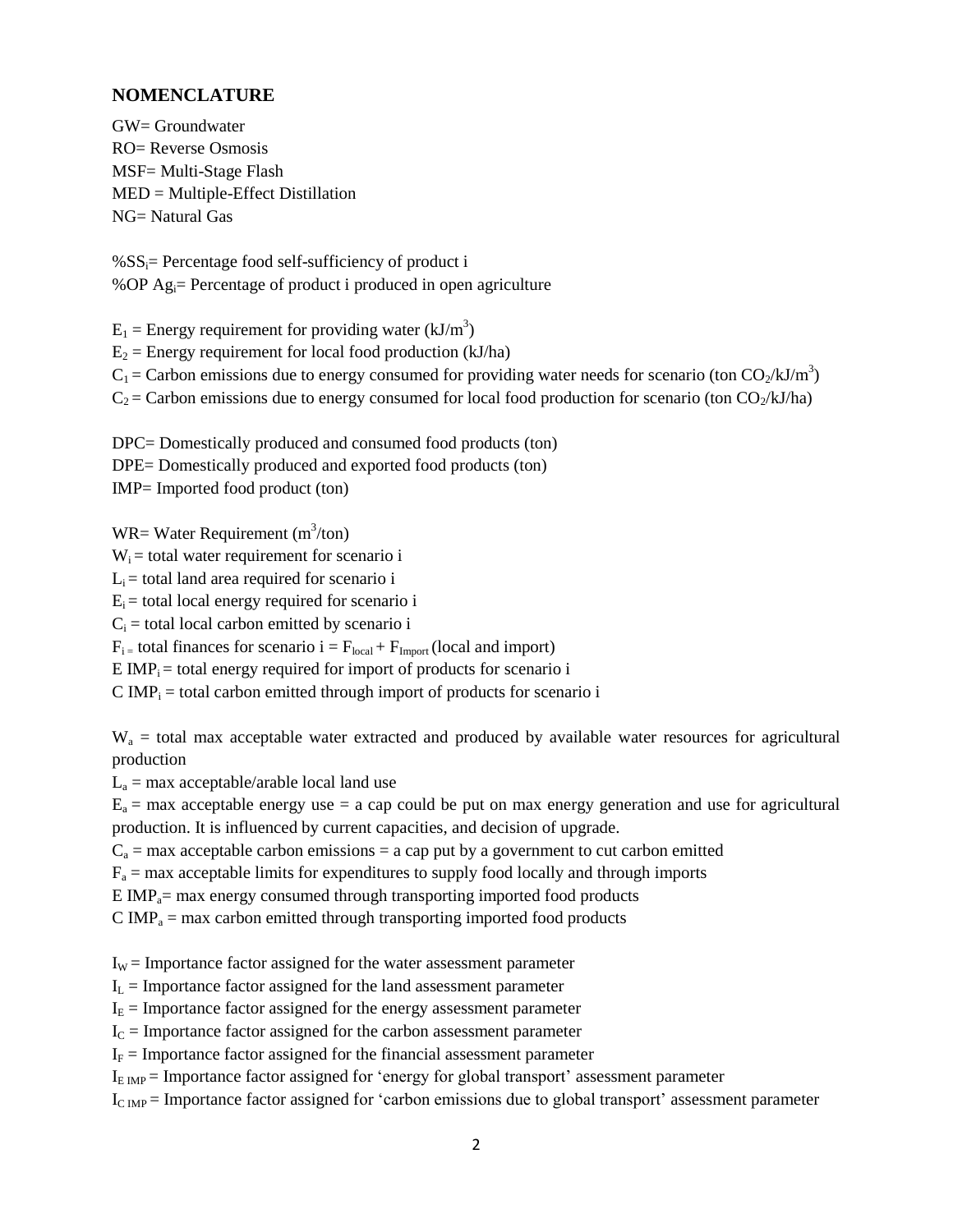## NOMENCLATURE

GW= Groundwater
RO= Reverse Osmosis
MSF= Multi-Stage Flash
MED = Multiple-Effect Distillation
NG= Natural Gas

$\%SS_i$= Percentage food self-sufficiency of product i
$\%OP\ Ag_i$= Percentage of product i produced in open agriculture

$E_1$ = Energy requirement for providing water (kJ/$m^3$)
$E_2$ = Energy requirement for local food production (kJ/ha)
$C_1$ = Carbon emissions due to energy consumed for providing water needs for scenario (ton $CO_2$/kJ/$m^3$)
$C_2$ = Carbon emissions due to energy consumed for local food production for scenario (ton $CO_2$/kJ/ha)

DPC= Domestically produced and consumed food products (ton)
DPE= Domestically produced and exported food products (ton)
IMP= Imported food product (ton)

WR= Water Requirement ($m^3$/ton)
$W_i$ = total water requirement for scenario i
$L_i$ = total land area required for scenario i
$E_i$ = total local energy required for scenario i
$C_i$ = total local carbon emitted by scenario i
$F_i$ = total finances for scenario i = $F_{local} + F_{Import}$ (local and import)
$E\ IMP_i$ = total energy required for import of products for scenario i
$C\ IMP_i$ = total carbon emitted through import of products for scenario i

$W_a$ = total max acceptable water extracted and produced by available water resources for agricultural production
$L_a$ = max acceptable/arable local land use
$E_a$ = max acceptable energy use = a cap could be put on max energy generation and use for agricultural production. It is influenced by current capacities, and decision of upgrade.
$C_a$ = max acceptable carbon emissions = a cap put by a government to cut carbon emitted
$F_a$ = max acceptable limits for expenditures to supply food locally and through imports
$E\ IMP_a$= max energy consumed through transporting imported food products
$C\ IMP_a$ = max carbon emitted through transporting imported food products

$I_W$ = Importance factor assigned for the water assessment parameter
$I_L$ = Importance factor assigned for the land assessment parameter
$I_E$ = Importance factor assigned for the energy assessment parameter
$I_C$ = Importance factor assigned for the carbon assessment parameter
$I_F$ = Importance factor assigned for the financial assessment parameter
$I_{E\ IMP}$ = Importance factor assigned for 'energy for global transport' assessment parameter
$I_{C\ IMP}$ = Importance factor assigned for 'carbon emissions due to global transport' assessment parameter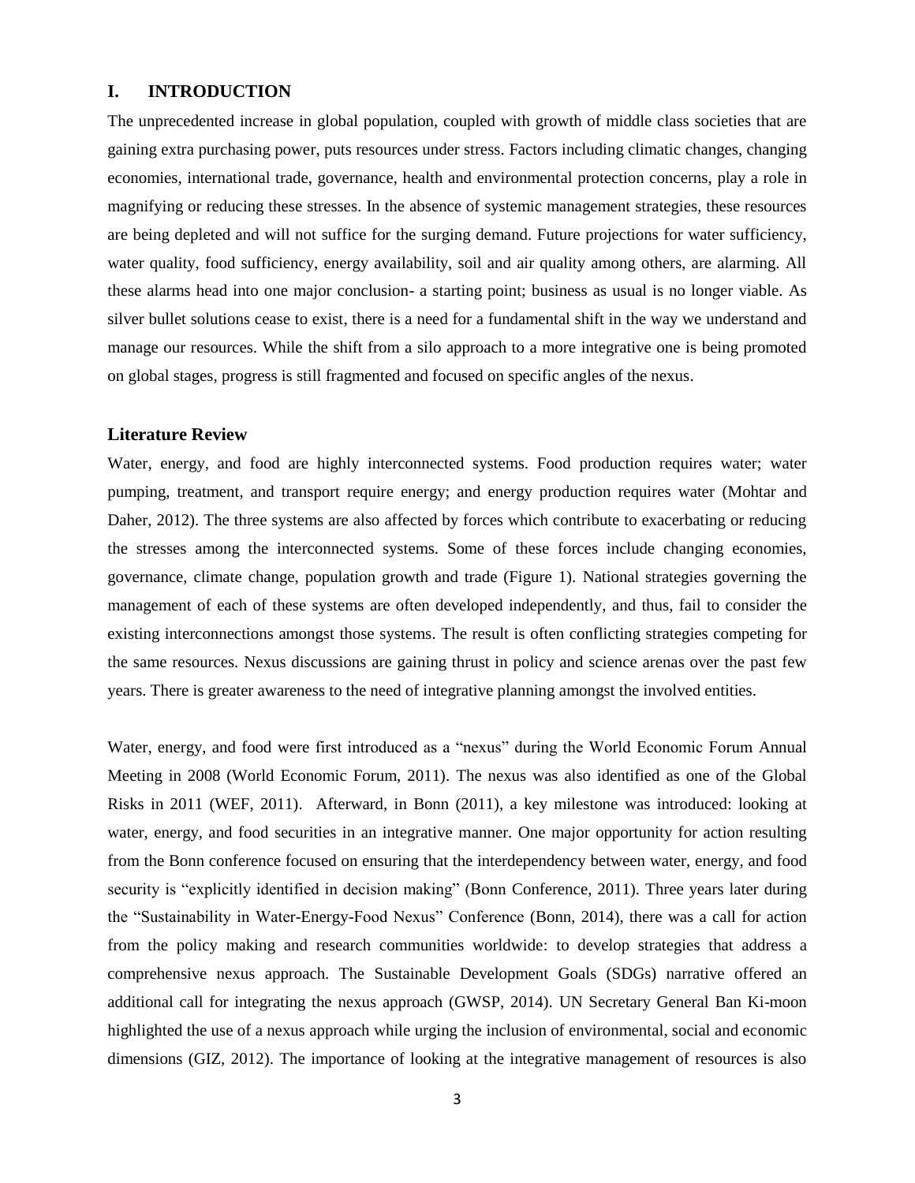# I. INTRODUCTION

The unprecedented increase in global population, coupled with growth of middle class societies that are gaining extra purchasing power, puts resources under stress. Factors including climatic changes, changing economies, international trade, governance, health and environmental protection concerns, play a role in magnifying or reducing these stresses. In the absence of systemic management strategies, these resources are being depleted and will not suffice for the surging demand. Future projections for water sufficiency, water quality, food sufficiency, energy availability, soil and air quality among others, are alarming. All these alarms head into one major conclusion- a starting point; business as usual is no longer viable. As silver bullet solutions cease to exist, there is a need for a fundamental shift in the way we understand and manage our resources. While the shift from a silo approach to a more integrative one is being promoted on global stages, progress is still fragmented and focused on specific angles of the nexus.

## Literature Review

Water, energy, and food are highly interconnected systems. Food production requires water; water pumping, treatment, and transport require energy; and energy production requires water (Mohtar and Daher, 2012). The three systems are also affected by forces which contribute to exacerbating or reducing the stresses among the interconnected systems. Some of these forces include changing economies, governance, climate change, population growth and trade (Figure 1). National strategies governing the management of each of these systems are often developed independently, and thus, fail to consider the existing interconnections amongst those systems. The result is often conflicting strategies competing for the same resources. Nexus discussions are gaining thrust in policy and science arenas over the past few years. There is greater awareness to the need of integrative planning amongst the involved entities.

Water, energy, and food were first introduced as a "nexus" during the World Economic Forum Annual Meeting in 2008 (World Economic Forum, 2011). The nexus was also identified as one of the Global Risks in 2011 (WEF, 2011). Afterward, in Bonn (2011), a key milestone was introduced: looking at water, energy, and food securities in an integrative manner. One major opportunity for action resulting from the Bonn conference focused on ensuring that the interdependency between water, energy, and food security is "explicitly identified in decision making" (Bonn Conference, 2011). Three years later during the "Sustainability in Water-Energy-Food Nexus" Conference (Bonn, 2014), there was a call for action from the policy making and research communities worldwide: to develop strategies that address a comprehensive nexus approach. The Sustainable Development Goals (SDGs) narrative offered an additional call for integrating the nexus approach (GWSP, 2014). UN Secretary General Ban Ki-moon highlighted the use of a nexus approach while urging the inclusion of environmental, social and economic dimensions (GIZ, 2012). The importance of looking at the integrative management of resources is also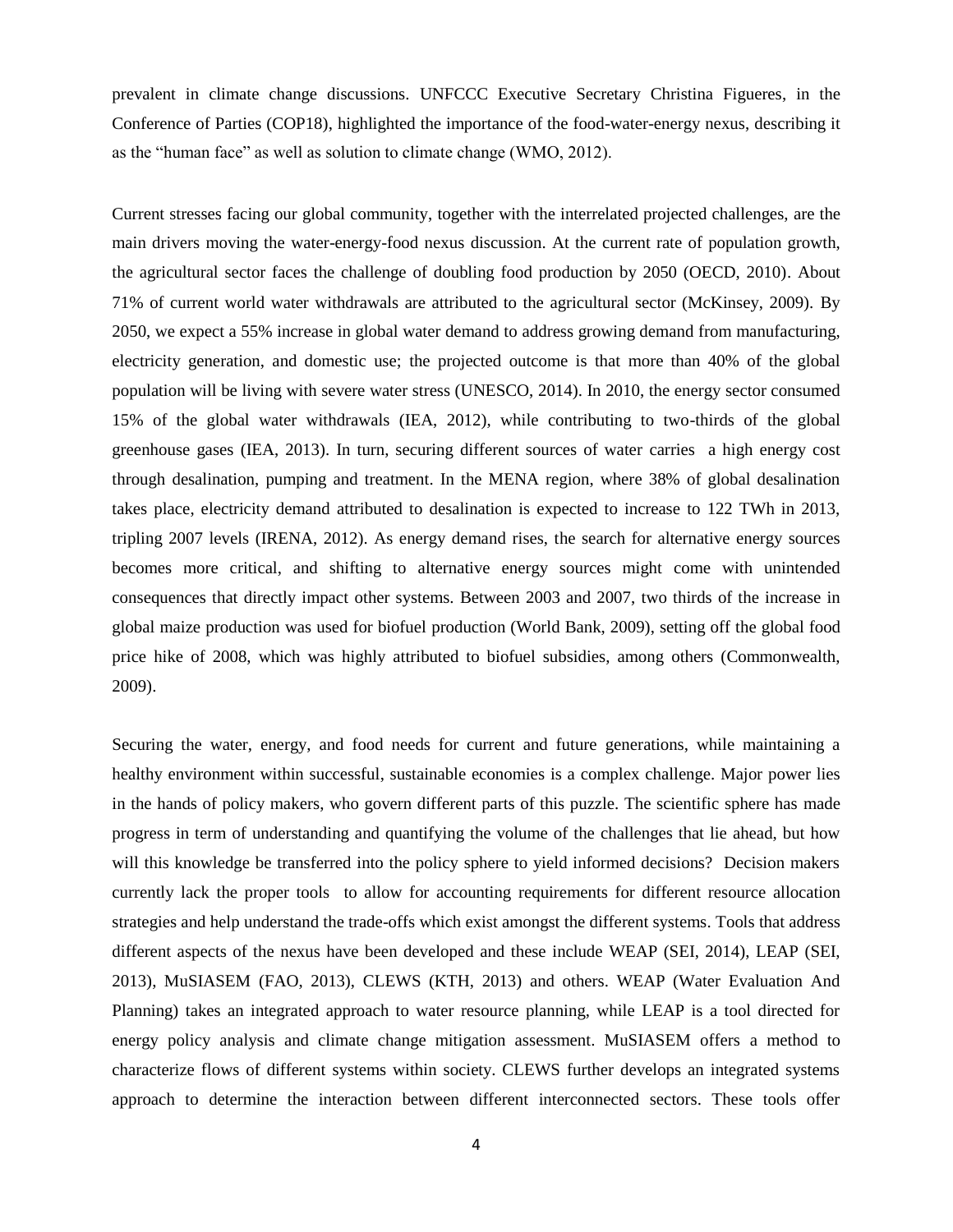prevalent in climate change discussions. UNFCCC Executive Secretary Christina Figueres, in the Conference of Parties (COP18), highlighted the importance of the food-water-energy nexus, describing it as the "human face" as well as solution to climate change (WMO, 2012).

Current stresses facing our global community, together with the interrelated projected challenges, are the main drivers moving the water-energy-food nexus discussion. At the current rate of population growth, the agricultural sector faces the challenge of doubling food production by 2050 (OECD, 2010). About 71% of current world water withdrawals are attributed to the agricultural sector (McKinsey, 2009). By 2050, we expect a 55% increase in global water demand to address growing demand from manufacturing, electricity generation, and domestic use; the projected outcome is that more than 40% of the global population will be living with severe water stress (UNESCO, 2014). In 2010, the energy sector consumed 15% of the global water withdrawals (IEA, 2012), while contributing to two-thirds of the global greenhouse gases (IEA, 2013). In turn, securing different sources of water carries a high energy cost through desalination, pumping and treatment. In the MENA region, where 38% of global desalination takes place, electricity demand attributed to desalination is expected to increase to 122 TWh in 2013, tripling 2007 levels (IRENA, 2012). As energy demand rises, the search for alternative energy sources becomes more critical, and shifting to alternative energy sources might come with unintended consequences that directly impact other systems. Between 2003 and 2007, two thirds of the increase in global maize production was used for biofuel production (World Bank, 2009), setting off the global food price hike of 2008, which was highly attributed to biofuel subsidies, among others (Commonwealth, 2009).

Securing the water, energy, and food needs for current and future generations, while maintaining a healthy environment within successful, sustainable economies is a complex challenge. Major power lies in the hands of policy makers, who govern different parts of this puzzle. The scientific sphere has made progress in term of understanding and quantifying the volume of the challenges that lie ahead, but how will this knowledge be transferred into the policy sphere to yield informed decisions? Decision makers currently lack the proper tools to allow for accounting requirements for different resource allocation strategies and help understand the trade-offs which exist amongst the different systems. Tools that address different aspects of the nexus have been developed and these include WEAP (SEI, 2014), LEAP (SEI, 2013), MuSIASEM (FAO, 2013), CLEWS (KTH, 2013) and others. WEAP (Water Evaluation And Planning) takes an integrated approach to water resource planning, while LEAP is a tool directed for energy policy analysis and climate change mitigation assessment. MuSIASEM offers a method to characterize flows of different systems within society. CLEWS further develops an integrated systems approach to determine the interaction between different interconnected sectors. These tools offer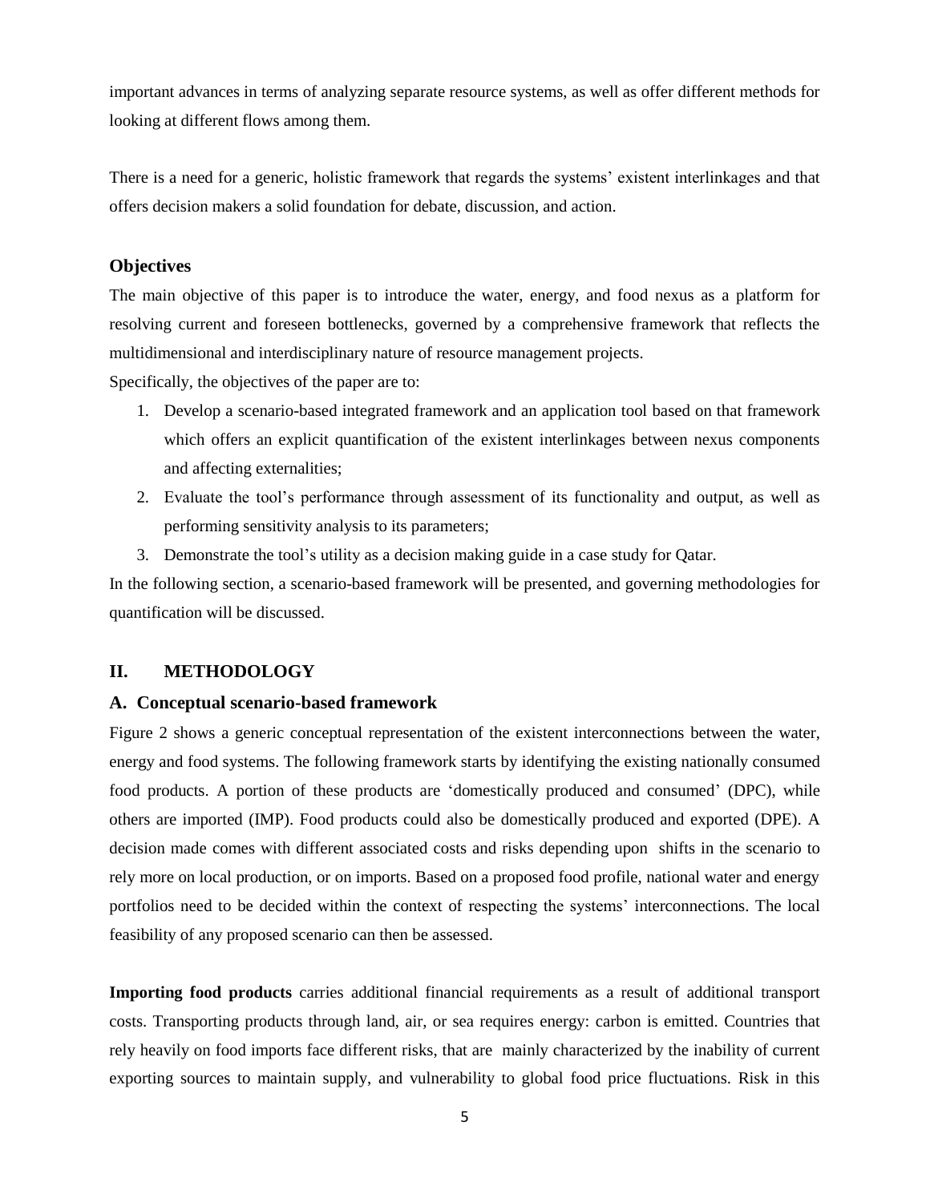important advances in terms of analyzing separate resource systems, as well as offer different methods for looking at different flows among them.

There is a need for a generic, holistic framework that regards the systems' existent interlinkages and that offers decision makers a solid foundation for debate, discussion, and action.

### Objectives

The main objective of this paper is to introduce the water, energy, and food nexus as a platform for resolving current and foreseen bottlenecks, governed by a comprehensive framework that reflects the multidimensional and interdisciplinary nature of resource management projects.

Specifically, the objectives of the paper are to:

1. Develop a scenario-based integrated framework and an application tool based on that framework which offers an explicit quantification of the existent interlinkages between nexus components and affecting externalities;
2. Evaluate the tool's performance through assessment of its functionality and output, as well as performing sensitivity analysis to its parameters;
3. Demonstrate the tool's utility as a decision making guide in a case study for Qatar.

In the following section, a scenario-based framework will be presented, and governing methodologies for quantification will be discussed.

## II. METHODOLOGY

### A. Conceptual scenario-based framework

Figure 2 shows a generic conceptual representation of the existent interconnections between the water, energy and food systems. The following framework starts by identifying the existing nationally consumed food products. A portion of these products are 'domestically produced and consumed' (DPC), while others are imported (IMP). Food products could also be domestically produced and exported (DPE). A decision made comes with different associated costs and risks depending upon shifts in the scenario to rely more on local production, or on imports. Based on a proposed food profile, national water and energy portfolios need to be decided within the context of respecting the systems' interconnections. The local feasibility of any proposed scenario can then be assessed.

**Importing food products** carries additional financial requirements as a result of additional transport costs. Transporting products through land, air, or sea requires energy: carbon is emitted. Countries that rely heavily on food imports face different risks, that are mainly characterized by the inability of current exporting sources to maintain supply, and vulnerability to global food price fluctuations. Risk in this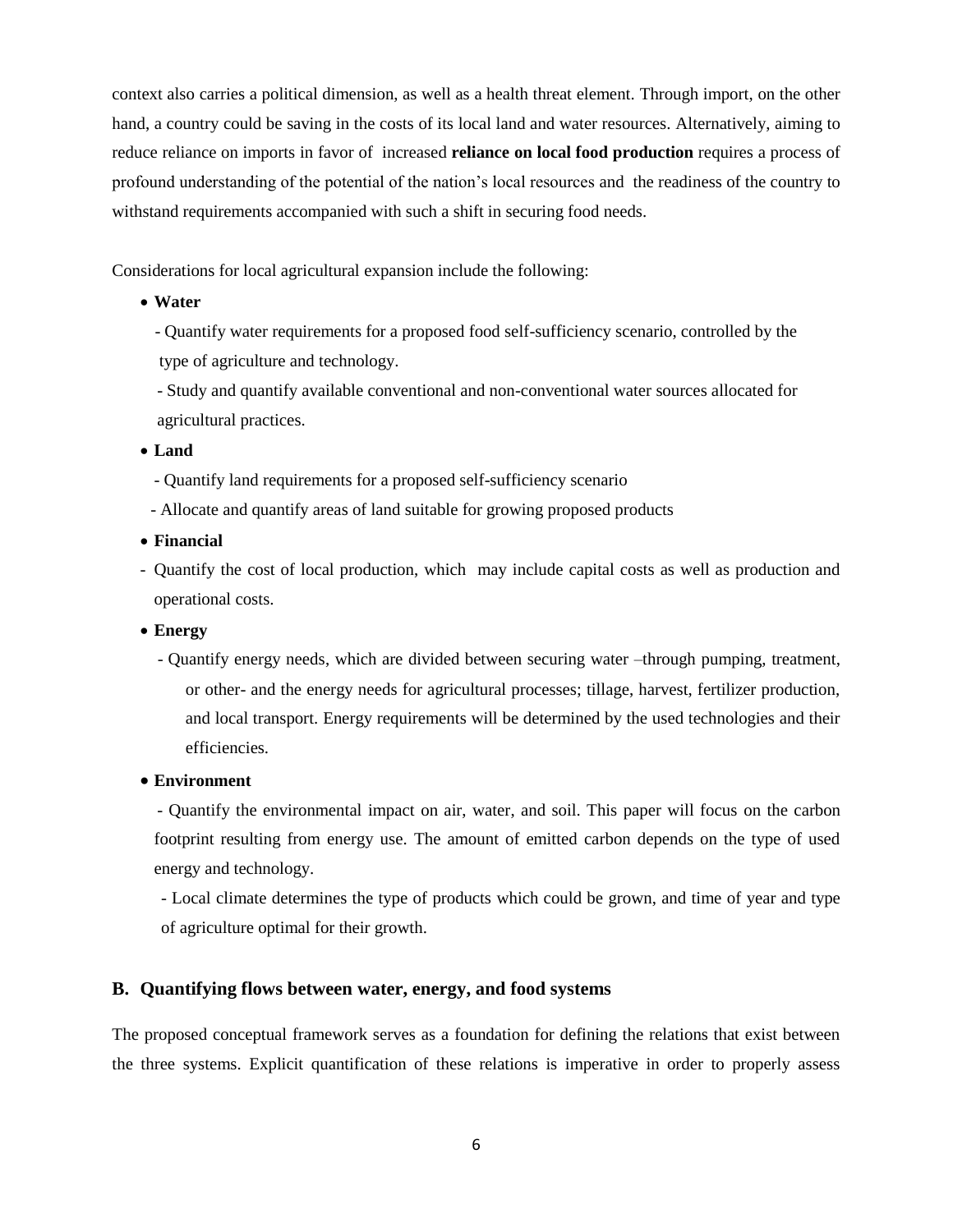context also carries a political dimension, as well as a health threat element. Through import, on the other hand, a country could be saving in the costs of its local land and water resources. Alternatively, aiming to reduce reliance on imports in favor of increased **reliance on local food production** requires a process of profound understanding of the potential of the nation's local resources and the readiness of the country to withstand requirements accompanied with such a shift in securing food needs.

Considerations for local agricultural expansion include the following:

- **Water**
  - Quantify water requirements for a proposed food self-sufficiency scenario, controlled by the type of agriculture and technology.
  - Study and quantify available conventional and non-conventional water sources allocated for agricultural practices.
- **Land**
  - Quantify land requirements for a proposed self-sufficiency scenario
  - Allocate and quantify areas of land suitable for growing proposed products
- **Financial**
  - Quantify the cost of local production, which may include capital costs as well as production and operational costs.
- **Energy**
  - Quantify energy needs, which are divided between securing water –through pumping, treatment, or other- and the energy needs for agricultural processes; tillage, harvest, fertilizer production, and local transport. Energy requirements will be determined by the used technologies and their efficiencies.
- **Environment**
  - Quantify the environmental impact on air, water, and soil. This paper will focus on the carbon footprint resulting from energy use. The amount of emitted carbon depends on the type of used energy and technology.
  - Local climate determines the type of products which could be grown, and time of year and type of agriculture optimal for their growth.

## B. Quantifying flows between water, energy, and food systems

The proposed conceptual framework serves as a foundation for defining the relations that exist between the three systems. Explicit quantification of these relations is imperative in order to properly assess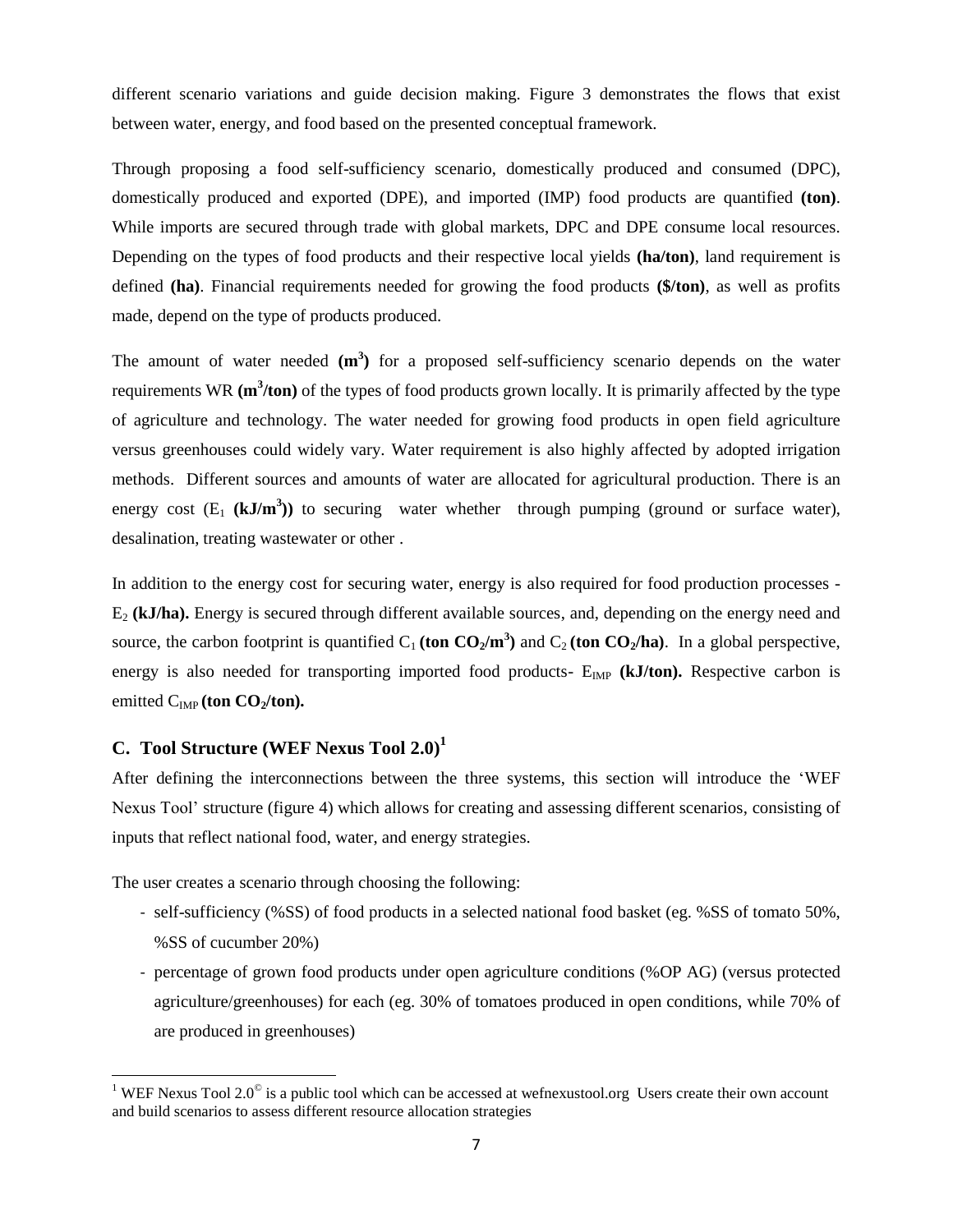different scenario variations and guide decision making. Figure 3 demonstrates the flows that exist between water, energy, and food based on the presented conceptual framework.

Through proposing a food self-sufficiency scenario, domestically produced and consumed (DPC), domestically produced and exported (DPE), and imported (IMP) food products are quantified **(ton)**. While imports are secured through trade with global markets, DPC and DPE consume local resources. Depending on the types of food products and their respective local yields **(ha/ton)**, land requirement is defined **(ha)**. Financial requirements needed for growing the food products **($/ton)**, as well as profits made, depend on the type of products produced.

The amount of water needed **($m^3$)** for a proposed self-sufficiency scenario depends on the water requirements WR **($m^3$/ton)** of the types of food products grown locally. It is primarily affected by the type of agriculture and technology. The water needed for growing food products in open field agriculture versus greenhouses could widely vary. Water requirement is also highly affected by adopted irrigation methods. Different sources and amounts of water are allocated for agricultural production. There is an energy cost ($E_1$ **(kJ/$m^3$)**) to securing water whether through pumping (ground or surface water), desalination, treating wastewater or other .

In addition to the energy cost for securing water, energy is also required for food production processes - $E_2$ **(kJ/ha).** Energy is secured through different available sources, and, depending on the energy need and source, the carbon footprint is quantified $C_1$ **(ton $CO_2$/$m^3$)** and $C_2$ **(ton $CO_2$/ha)**. In a global perspective, energy is also needed for transporting imported food products- $E_{IMP}$ **(kJ/ton).** Respective carbon is emitted $C_{IMP}$ **(ton $CO_2$/ton).**

## C. Tool Structure (WEF Nexus Tool 2.0)[1]

After defining the interconnections between the three systems, this section will introduce the 'WEF Nexus Tool' structure (figure 4) which allows for creating and assessing different scenarios, consisting of inputs that reflect national food, water, and energy strategies.

The user creates a scenario through choosing the following:

- self-sufficiency (%SS) of food products in a selected national food basket (eg. %SS of tomato 50%, %SS of cucumber 20%)
- percentage of grown food products under open agriculture conditions (%OP AG) (versus protected agriculture/greenhouses) for each (eg. 30% of tomatoes produced in open conditions, while 70% of are produced in greenhouses)

[1] WEF Nexus Tool 2.0© is a public tool which can be accessed at wefnexustool.org Users create their own account and build scenarios to assess different resource allocation strategies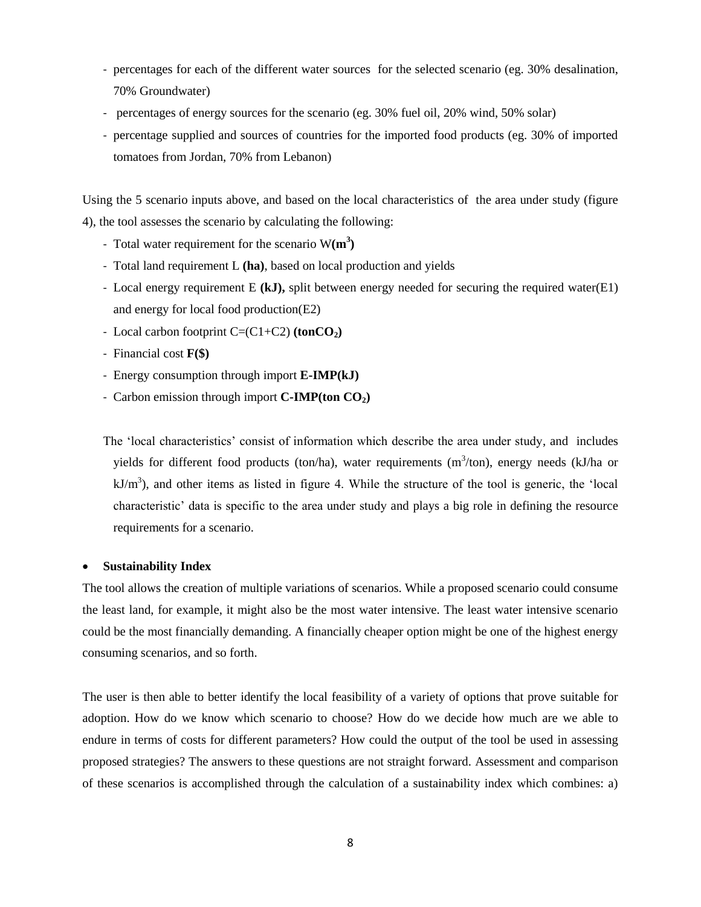- percentages for each of the different water sources for the selected scenario (eg. 30% desalination, 70% Groundwater)
- percentages of energy sources for the scenario (eg. 30% fuel oil, 20% wind, 50% solar)
- percentage supplied and sources of countries for the imported food products (eg. 30% of imported tomatoes from Jordan, 70% from Lebanon)

Using the 5 scenario inputs above, and based on the local characteristics of the area under study (figure 4), the tool assesses the scenario by calculating the following:

- Total water requirement for the scenario W **($m^3$)**
- Total land requirement L **(ha)**, based on local production and yields
- Local energy requirement E **(kJ),** split between energy needed for securing the required water(E1) and energy for local food production(E2)
- Local carbon footprint C=(C1+C2) **(ton$CO_2$)**
- Financial cost **F($)**
- Energy consumption through import **E-IMP(kJ)**
- Carbon emission through import **C-IMP(ton $CO_2$)**

The 'local characteristics' consist of information which describe the area under study, and includes yields for different food products (ton/ha), water requirements ($m^3$/ton), energy needs (kJ/ha or kJ/$m^3$), and other items as listed in figure 4. While the structure of the tool is generic, the 'local characteristic' data is specific to the area under study and plays a big role in defining the resource requirements for a scenario.

- **Sustainability Index**

The tool allows the creation of multiple variations of scenarios. While a proposed scenario could consume the least land, for example, it might also be the most water intensive. The least water intensive scenario could be the most financially demanding. A financially cheaper option might be one of the highest energy consuming scenarios, and so forth.

The user is then able to better identify the local feasibility of a variety of options that prove suitable for adoption. How do we know which scenario to choose? How do we decide how much are we able to endure in terms of costs for different parameters? How could the output of the tool be used in assessing proposed strategies? The answers to these questions are not straight forward. Assessment and comparison of these scenarios is accomplished through the calculation of a sustainability index which combines: a)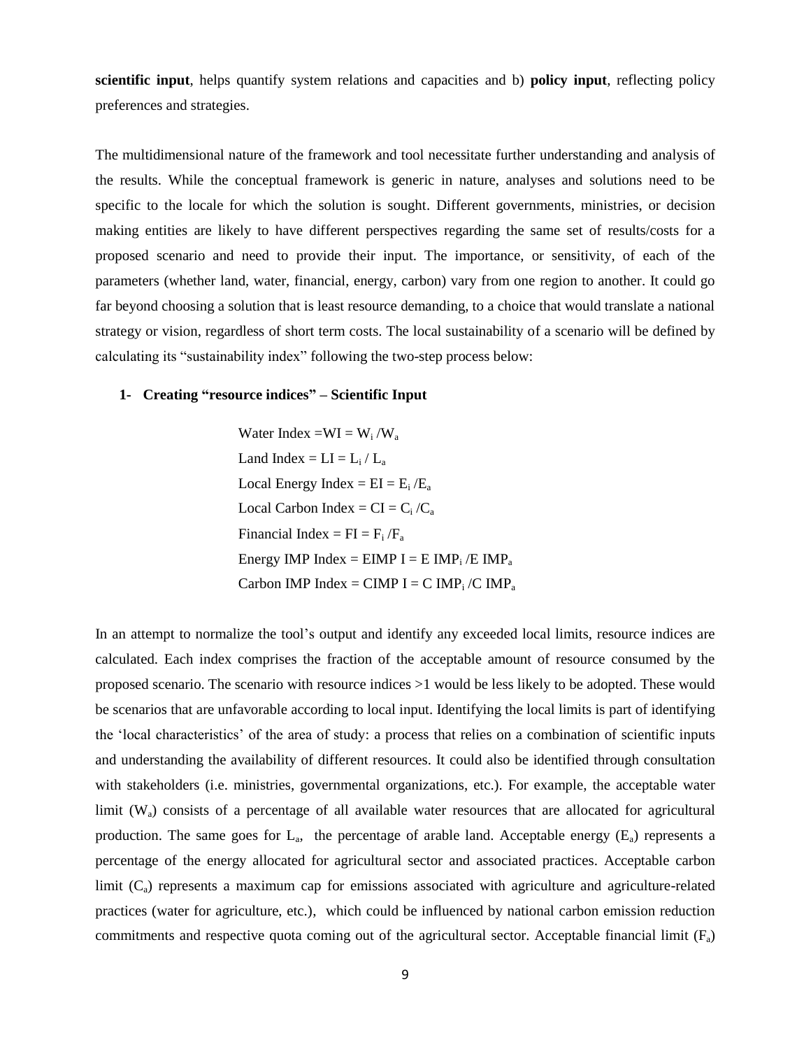**scientific input**, helps quantify system relations and capacities and b) **policy input**, reflecting policy preferences and strategies.

The multidimensional nature of the framework and tool necessitate further understanding and analysis of the results. While the conceptual framework is generic in nature, analyses and solutions need to be specific to the locale for which the solution is sought. Different governments, ministries, or decision making entities are likely to have different perspectives regarding the same set of results/costs for a proposed scenario and need to provide their input. The importance, or sensitivity, of each of the parameters (whether land, water, financial, energy, carbon) vary from one region to another. It could go far beyond choosing a solution that is least resource demanding, to a choice that would translate a national strategy or vision, regardless of short term costs. The local sustainability of a scenario will be defined by calculating its "sustainability index" following the two-step process below:

**1- Creating "resource indices" – Scientific Input**

$$\text{Water Index} = WI = W_i / W_a$$
$$\text{Land Index} = LI = L_i / L_a$$
$$\text{Local Energy Index} = EI = E_i / E_a$$
$$\text{Local Carbon Index} = CI = C_i / C_a$$
$$\text{Financial Index} = FI = F_i / F_a$$
$$\text{Energy IMP Index} = EIMP\ I = E\ IMP_i / E\ IMP_a$$
$$\text{Carbon IMP Index} = CIMP\ I = C\ IMP_i / C\ IMP_a$$

In an attempt to normalize the tool's output and identify any exceeded local limits, resource indices are calculated. Each index comprises the fraction of the acceptable amount of resource consumed by the proposed scenario. The scenario with resource indices >1 would be less likely to be adopted. These would be scenarios that are unfavorable according to local input. Identifying the local limits is part of identifying the 'local characteristics' of the area of study: a process that relies on a combination of scientific inputs and understanding the availability of different resources. It could also be identified through consultation with stakeholders (i.e. ministries, governmental organizations, etc.). For example, the acceptable water limit ($W_a$) consists of a percentage of all available water resources that are allocated for agricultural production. The same goes for $L_a$, the percentage of arable land. Acceptable energy ($E_a$) represents a percentage of the energy allocated for agricultural sector and associated practices. Acceptable carbon limit ($C_a$) represents a maximum cap for emissions associated with agriculture and agriculture-related practices (water for agriculture, etc.), which could be influenced by national carbon emission reduction commitments and respective quota coming out of the agricultural sector. Acceptable financial limit ($F_a$)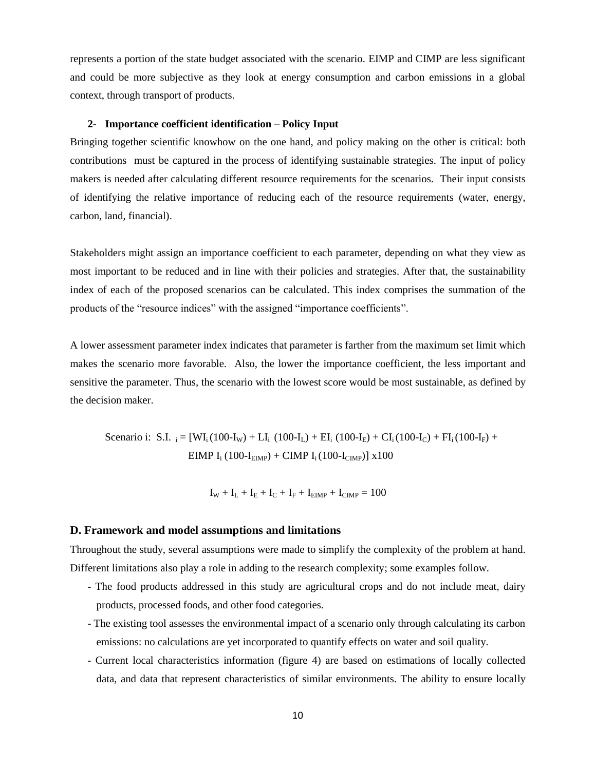represents a portion of the state budget associated with the scenario. EIMP and CIMP are less significant and could be more subjective as they look at energy consumption and carbon emissions in a global context, through transport of products.

### 2- Importance coefficient identification – Policy Input

Bringing together scientific knowhow on the one hand, and policy making on the other is critical: both contributions must be captured in the process of identifying sustainable strategies. The input of policy makers is needed after calculating different resource requirements for the scenarios. Their input consists of identifying the relative importance of reducing each of the resource requirements (water, energy, carbon, land, financial).

Stakeholders might assign an importance coefficient to each parameter, depending on what they view as most important to be reduced and in line with their policies and strategies. After that, the sustainability index of each of the proposed scenarios can be calculated. This index comprises the summation of the products of the "resource indices" with the assigned "importance coefficients".

A lower assessment parameter index indicates that parameter is farther from the maximum set limit which makes the scenario more favorable. Also, the lower the importance coefficient, the less important and sensitive the parameter. Thus, the scenario with the lowest score would be most sustainable, as defined by the decision maker.

$$\text{Scenario i: S.I.}_i = [WI_i(100-I_W) + LI_i\,(100-I_L) + EI_i\,(100-I_E) + CI_i(100-I_C) + FI_i(100-I_F) + EIMP\ I_i\,(100-I_{EIMP}) + CIMP\ I_i(100-I_{CIMP})]\ \text{x}100$$

$$I_W + I_L + I_E + I_C + I_F + I_{EIMP} + I_{CIMP} = 100$$

## D. Framework and model assumptions and limitations

Throughout the study, several assumptions were made to simplify the complexity of the problem at hand. Different limitations also play a role in adding to the research complexity; some examples follow.

- The food products addressed in this study are agricultural crops and do not include meat, dairy products, processed foods, and other food categories.
- The existing tool assesses the environmental impact of a scenario only through calculating its carbon emissions: no calculations are yet incorporated to quantify effects on water and soil quality.
- Current local characteristics information (figure 4) are based on estimations of locally collected data, and data that represent characteristics of similar environments. The ability to ensure locally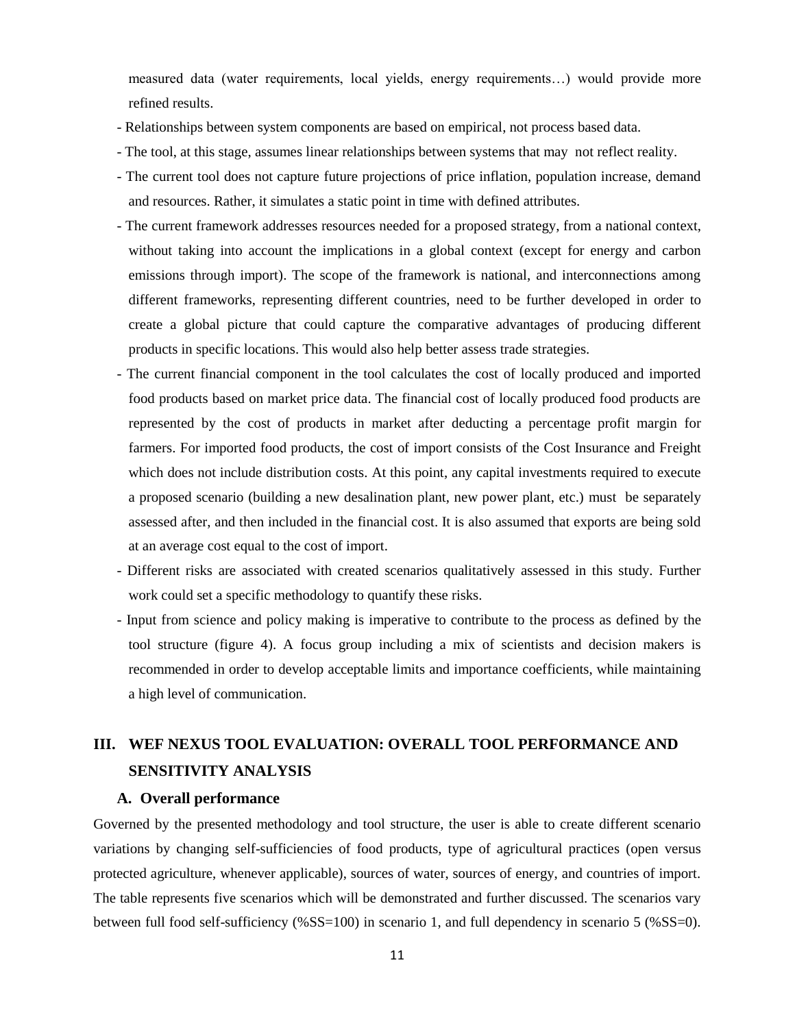measured data (water requirements, local yields, energy requirements…) would provide more refined results.

- Relationships between system components are based on empirical, not process based data.
- The tool, at this stage, assumes linear relationships between systems that may not reflect reality.
- The current tool does not capture future projections of price inflation, population increase, demand and resources. Rather, it simulates a static point in time with defined attributes.
- The current framework addresses resources needed for a proposed strategy, from a national context, without taking into account the implications in a global context (except for energy and carbon emissions through import). The scope of the framework is national, and interconnections among different frameworks, representing different countries, need to be further developed in order to create a global picture that could capture the comparative advantages of producing different products in specific locations. This would also help better assess trade strategies.
- The current financial component in the tool calculates the cost of locally produced and imported food products based on market price data. The financial cost of locally produced food products are represented by the cost of products in market after deducting a percentage profit margin for farmers. For imported food products, the cost of import consists of the Cost Insurance and Freight which does not include distribution costs. At this point, any capital investments required to execute a proposed scenario (building a new desalination plant, new power plant, etc.) must be separately assessed after, and then included in the financial cost. It is also assumed that exports are being sold at an average cost equal to the cost of import.
- Different risks are associated with created scenarios qualitatively assessed in this study. Further work could set a specific methodology to quantify these risks.
- Input from science and policy making is imperative to contribute to the process as defined by the tool structure (figure 4). A focus group including a mix of scientists and decision makers is recommended in order to develop acceptable limits and importance coefficients, while maintaining a high level of communication.

## III. WEF NEXUS TOOL EVALUATION: OVERALL TOOL PERFORMANCE AND SENSITIVITY ANALYSIS

### A. Overall performance

Governed by the presented methodology and tool structure, the user is able to create different scenario variations by changing self-sufficiencies of food products, type of agricultural practices (open versus protected agriculture, whenever applicable), sources of water, sources of energy, and countries of import. The table represents five scenarios which will be demonstrated and further discussed. The scenarios vary between full food self-sufficiency (%SS=100) in scenario 1, and full dependency in scenario 5 (%SS=0).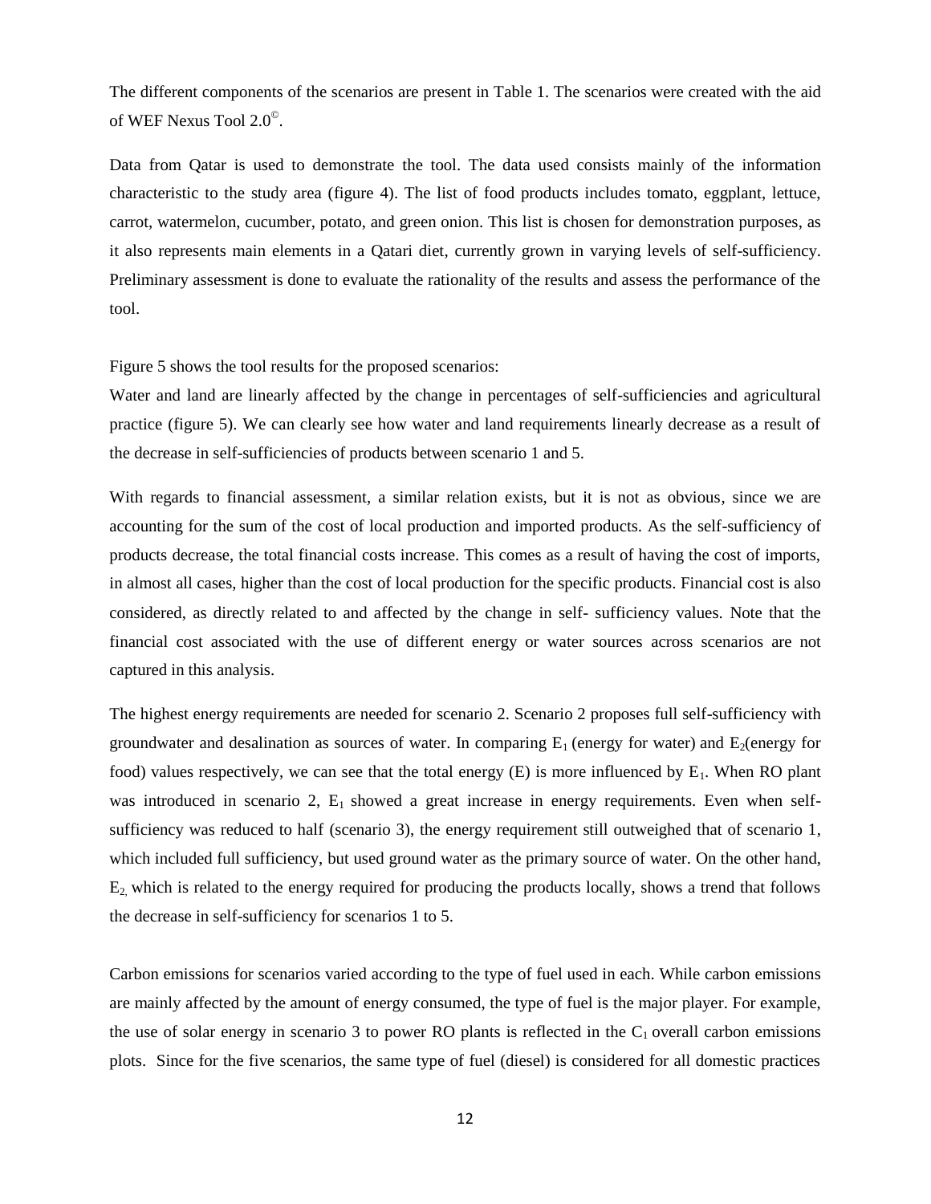The different components of the scenarios are present in Table 1. The scenarios were created with the aid of WEF Nexus Tool 2.0©.

Data from Qatar is used to demonstrate the tool. The data used consists mainly of the information characteristic to the study area (figure 4). The list of food products includes tomato, eggplant, lettuce, carrot, watermelon, cucumber, potato, and green onion. This list is chosen for demonstration purposes, as it also represents main elements in a Qatari diet, currently grown in varying levels of self-sufficiency. Preliminary assessment is done to evaluate the rationality of the results and assess the performance of the tool.

Figure 5 shows the tool results for the proposed scenarios:

Water and land are linearly affected by the change in percentages of self-sufficiencies and agricultural practice (figure 5). We can clearly see how water and land requirements linearly decrease as a result of the decrease in self-sufficiencies of products between scenario 1 and 5.

With regards to financial assessment, a similar relation exists, but it is not as obvious, since we are accounting for the sum of the cost of local production and imported products. As the self-sufficiency of products decrease, the total financial costs increase. This comes as a result of having the cost of imports, in almost all cases, higher than the cost of local production for the specific products. Financial cost is also considered, as directly related to and affected by the change in self- sufficiency values. Note that the financial cost associated with the use of different energy or water sources across scenarios are not captured in this analysis.

The highest energy requirements are needed for scenario 2. Scenario 2 proposes full self-sufficiency with groundwater and desalination as sources of water. In comparing $E_1$ (energy for water) and $E_2$(energy for food) values respectively, we can see that the total energy (E) is more influenced by $E_1$. When RO plant was introduced in scenario 2, $E_1$ showed a great increase in energy requirements. Even when self-sufficiency was reduced to half (scenario 3), the energy requirement still outweighed that of scenario 1, which included full sufficiency, but used ground water as the primary source of water. On the other hand, $E_2$, which is related to the energy required for producing the products locally, shows a trend that follows the decrease in self-sufficiency for scenarios 1 to 5.

Carbon emissions for scenarios varied according to the type of fuel used in each. While carbon emissions are mainly affected by the amount of energy consumed, the type of fuel is the major player. For example, the use of solar energy in scenario 3 to power RO plants is reflected in the $C_1$ overall carbon emissions plots. Since for the five scenarios, the same type of fuel (diesel) is considered for all domestic practices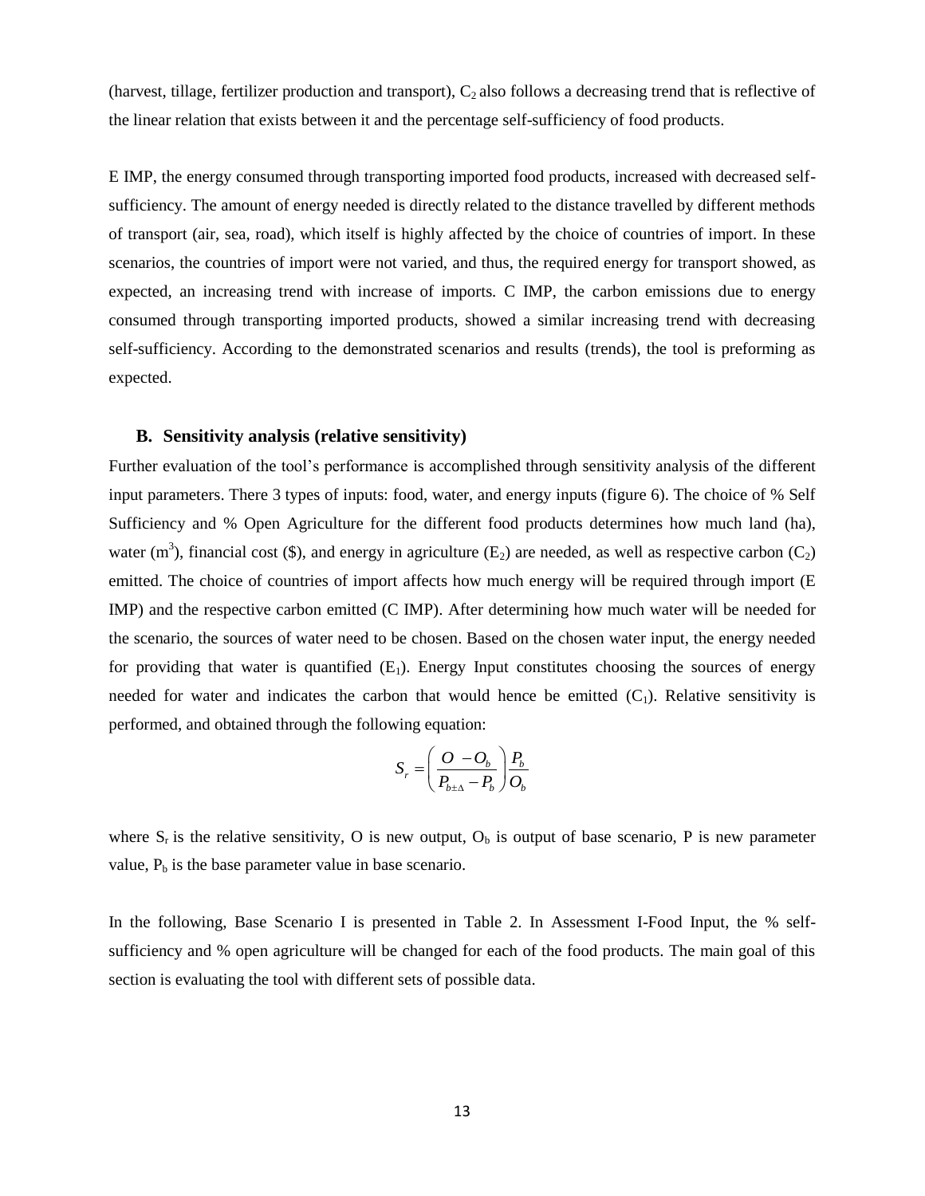(harvest, tillage, fertilizer production and transport), $C_2$ also follows a decreasing trend that is reflective of the linear relation that exists between it and the percentage self-sufficiency of food products.

E IMP, the energy consumed through transporting imported food products, increased with decreased self-sufficiency. The amount of energy needed is directly related to the distance travelled by different methods of transport (air, sea, road), which itself is highly affected by the choice of countries of import. In these scenarios, the countries of import were not varied, and thus, the required energy for transport showed, as expected, an increasing trend with increase of imports. C IMP, the carbon emissions due to energy consumed through transporting imported products, showed a similar increasing trend with decreasing self-sufficiency. According to the demonstrated scenarios and results (trends), the tool is preforming as expected.

### B. Sensitivity analysis (relative sensitivity)

Further evaluation of the tool's performance is accomplished through sensitivity analysis of the different input parameters. There 3 types of inputs: food, water, and energy inputs (figure 6). The choice of % Self Sufficiency and % Open Agriculture for the different food products determines how much land (ha), water ($m^3$), financial cost (\$), and energy in agriculture ($E_2$) are needed, as well as respective carbon ($C_2$) emitted. The choice of countries of import affects how much energy will be required through import (E IMP) and the respective carbon emitted (C IMP). After determining how much water will be needed for the scenario, the sources of water need to be chosen. Based on the chosen water input, the energy needed for providing that water is quantified ($E_1$). Energy Input constitutes choosing the sources of energy needed for water and indicates the carbon that would hence be emitted ($C_1$). Relative sensitivity is performed, and obtained through the following equation:

$$S_r = \left( \frac{O - O_b}{P_{b\pm\Delta} - P_b} \right) \frac{P_b}{O_b}$$

where $S_r$ is the relative sensitivity, O is new output, $O_b$ is output of base scenario, P is new parameter value, $P_b$ is the base parameter value in base scenario.

In the following, Base Scenario I is presented in Table 2. In Assessment I-Food Input, the % self-sufficiency and % open agriculture will be changed for each of the food products. The main goal of this section is evaluating the tool with different sets of possible data.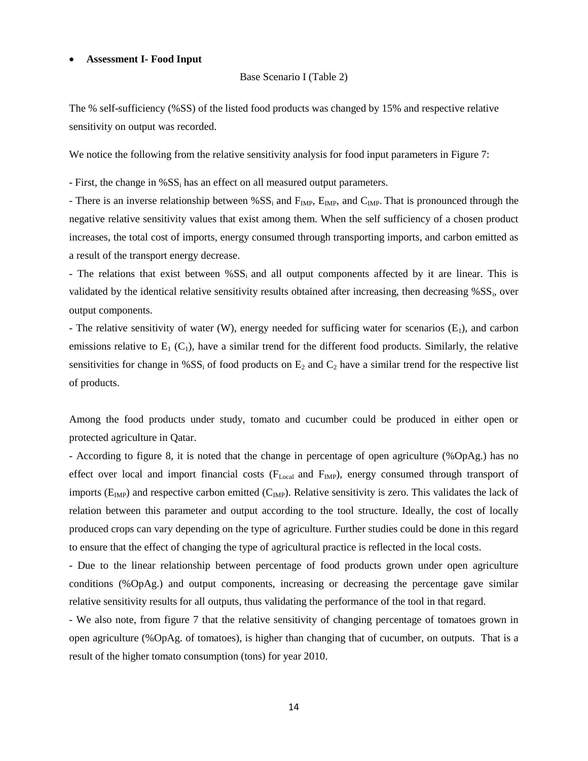- **Assessment I- Food Input**

Base Scenario I (Table 2)

The % self-sufficiency (%SS) of the listed food products was changed by 15% and respective relative sensitivity on output was recorded.

We notice the following from the relative sensitivity analysis for food input parameters in Figure 7:

- First, the change in $\%SS_i$ has an effect on all measured output parameters.
- There is an inverse relationship between $\%SS_i$ and $F_{IMP}$, $E_{IMP}$, and $C_{IMP}$. That is pronounced through the negative relative sensitivity values that exist among them. When the self sufficiency of a chosen product increases, the total cost of imports, energy consumed through transporting imports, and carbon emitted as a result of the transport energy decrease.
- The relations that exist between $\%SS_i$ and all output components affected by it are linear. This is validated by the identical relative sensitivity results obtained after increasing, then decreasing $\%SS_i$, over output components.
- The relative sensitivity of water (W), energy needed for sufficing water for scenarios ($E_1$), and carbon emissions relative to $E_1$ ($C_1$), have a similar trend for the different food products. Similarly, the relative sensitivities for change in $\%SS_i$ of food products on $E_2$ and $C_2$ have a similar trend for the respective list of products.

Among the food products under study, tomato and cucumber could be produced in either open or protected agriculture in Qatar.

- According to figure 8, it is noted that the change in percentage of open agriculture (%OpAg.) has no effect over local and import financial costs ($F_{Local}$ and $F_{IMP}$), energy consumed through transport of imports ($E_{IMP}$) and respective carbon emitted ($C_{IMP}$). Relative sensitivity is zero. This validates the lack of relation between this parameter and output according to the tool structure. Ideally, the cost of locally produced crops can vary depending on the type of agriculture. Further studies could be done in this regard to ensure that the effect of changing the type of agricultural practice is reflected in the local costs.
- Due to the linear relationship between percentage of food products grown under open agriculture conditions (%OpAg.) and output components, increasing or decreasing the percentage gave similar relative sensitivity results for all outputs, thus validating the performance of the tool in that regard.
- We also note, from figure 7 that the relative sensitivity of changing percentage of tomatoes grown in open agriculture (%OpAg. of tomatoes), is higher than changing that of cucumber, on outputs. That is a result of the higher tomato consumption (tons) for year 2010.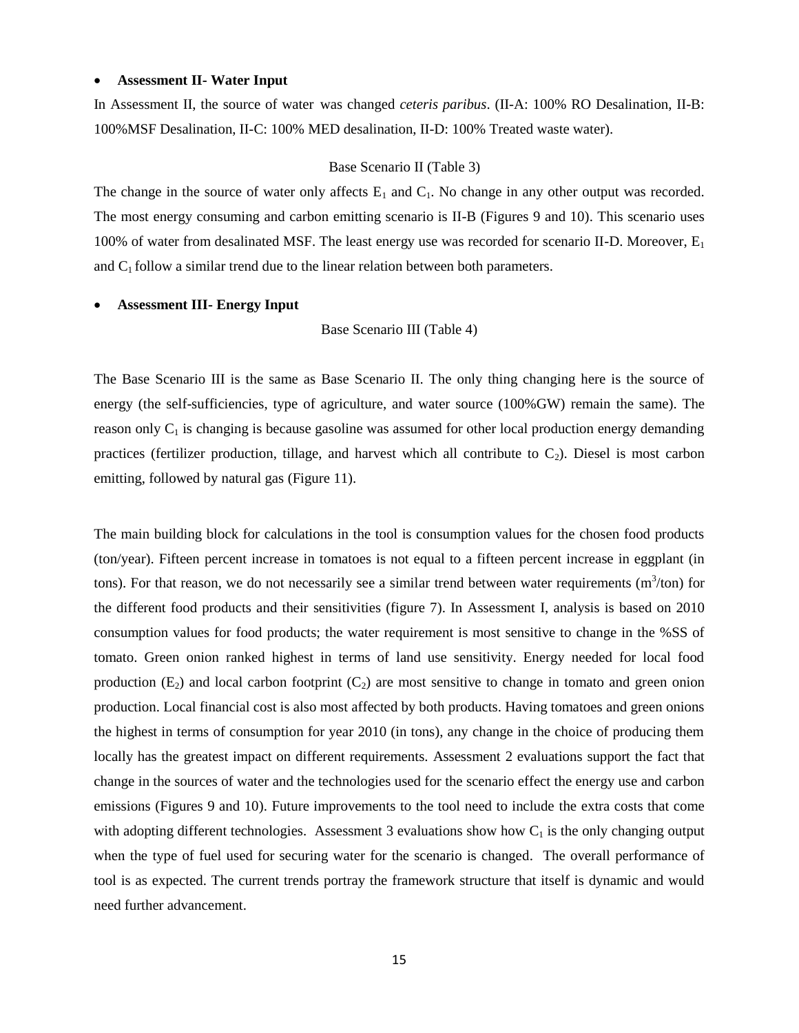- **Assessment II- Water Input**

In Assessment II, the source of water was changed *ceteris paribus*. (II-A: 100% RO Desalination, II-B: 100%MSF Desalination, II-C: 100% MED desalination, II-D: 100% Treated waste water).

Base Scenario II (Table 3)

The change in the source of water only affects $E_1$ and $C_1$. No change in any other output was recorded. The most energy consuming and carbon emitting scenario is II-B (Figures 9 and 10). This scenario uses 100% of water from desalinated MSF. The least energy use was recorded for scenario II-D. Moreover, $E_1$ and $C_1$ follow a similar trend due to the linear relation between both parameters.

- **Assessment III- Energy Input**

Base Scenario III (Table 4)

The Base Scenario III is the same as Base Scenario II. The only thing changing here is the source of energy (the self-sufficiencies, type of agriculture, and water source (100%GW) remain the same). The reason only $C_1$ is changing is because gasoline was assumed for other local production energy demanding practices (fertilizer production, tillage, and harvest which all contribute to $C_2$). Diesel is most carbon emitting, followed by natural gas (Figure 11).

The main building block for calculations in the tool is consumption values for the chosen food products (ton/year). Fifteen percent increase in tomatoes is not equal to a fifteen percent increase in eggplant (in tons). For that reason, we do not necessarily see a similar trend between water requirements ($m^3$/ton) for the different food products and their sensitivities (figure 7). In Assessment I, analysis is based on 2010 consumption values for food products; the water requirement is most sensitive to change in the %SS of tomato. Green onion ranked highest in terms of land use sensitivity. Energy needed for local food production ($E_2$) and local carbon footprint ($C_2$) are most sensitive to change in tomato and green onion production. Local financial cost is also most affected by both products. Having tomatoes and green onions the highest in terms of consumption for year 2010 (in tons), any change in the choice of producing them locally has the greatest impact on different requirements. Assessment 2 evaluations support the fact that change in the sources of water and the technologies used for the scenario effect the energy use and carbon emissions (Figures 9 and 10). Future improvements to the tool need to include the extra costs that come with adopting different technologies. Assessment 3 evaluations show how $C_1$ is the only changing output when the type of fuel used for securing water for the scenario is changed. The overall performance of tool is as expected. The current trends portray the framework structure that itself is dynamic and would need further advancement.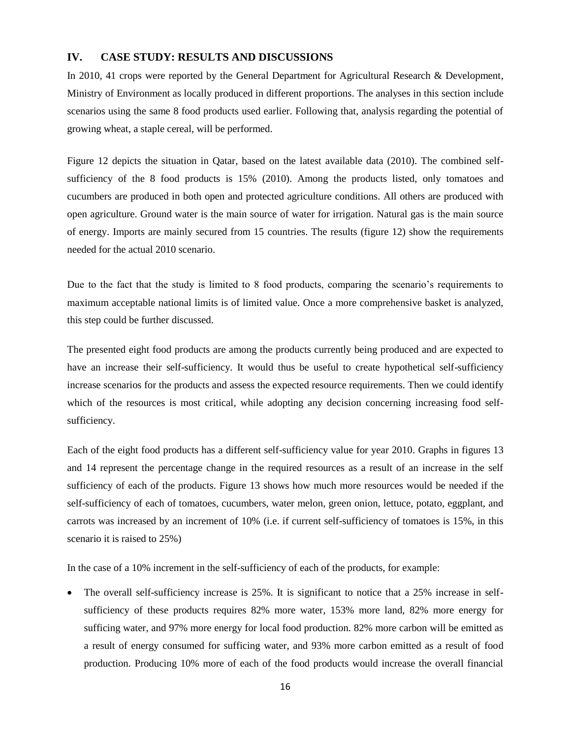## IV. CASE STUDY: RESULTS AND DISCUSSIONS

In 2010, 41 crops were reported by the General Department for Agricultural Research & Development, Ministry of Environment as locally produced in different proportions. The analyses in this section include scenarios using the same 8 food products used earlier. Following that, analysis regarding the potential of growing wheat, a staple cereal, will be performed.

Figure 12 depicts the situation in Qatar, based on the latest available data (2010). The combined self-sufficiency of the 8 food products is 15% (2010). Among the products listed, only tomatoes and cucumbers are produced in both open and protected agriculture conditions. All others are produced with open agriculture. Ground water is the main source of water for irrigation. Natural gas is the main source of energy. Imports are mainly secured from 15 countries. The results (figure 12) show the requirements needed for the actual 2010 scenario.

Due to the fact that the study is limited to 8 food products, comparing the scenario's requirements to maximum acceptable national limits is of limited value. Once a more comprehensive basket is analyzed, this step could be further discussed.

The presented eight food products are among the products currently being produced and are expected to have an increase their self-sufficiency. It would thus be useful to create hypothetical self-sufficiency increase scenarios for the products and assess the expected resource requirements. Then we could identify which of the resources is most critical, while adopting any decision concerning increasing food self-sufficiency.

Each of the eight food products has a different self-sufficiency value for year 2010. Graphs in figures 13 and 14 represent the percentage change in the required resources as a result of an increase in the self sufficiency of each of the products. Figure 13 shows how much more resources would be needed if the self-sufficiency of each of tomatoes, cucumbers, water melon, green onion, lettuce, potato, eggplant, and carrots was increased by an increment of 10% (i.e. if current self-sufficiency of tomatoes is 15%, in this scenario it is raised to 25%)

In the case of a 10% increment in the self-sufficiency of each of the products, for example:

- The overall self-sufficiency increase is 25%. It is significant to notice that a 25% increase in self-sufficiency of these products requires 82% more water, 153% more land, 82% more energy for sufficing water, and 97% more energy for local food production. 82% more carbon will be emitted as a result of energy consumed for sufficing water, and 93% more carbon emitted as a result of food production. Producing 10% more of each of the food products would increase the overall financial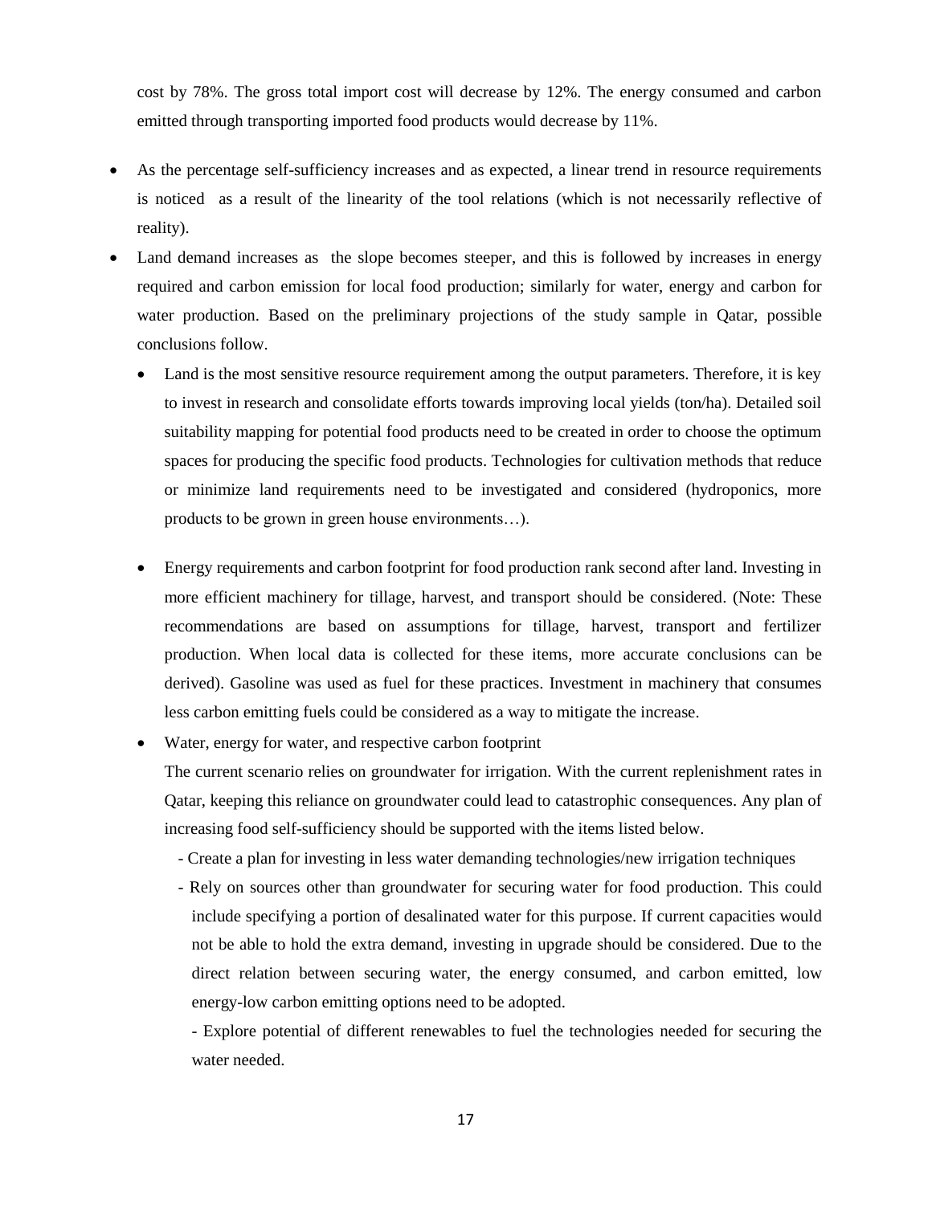cost by 78%. The gross total import cost will decrease by 12%. The energy consumed and carbon emitted through transporting imported food products would decrease by 11%.

- As the percentage self-sufficiency increases and as expected, a linear trend in resource requirements is noticed as a result of the linearity of the tool relations (which is not necessarily reflective of reality).
- Land demand increases as the slope becomes steeper, and this is followed by increases in energy required and carbon emission for local food production; similarly for water, energy and carbon for water production. Based on the preliminary projections of the study sample in Qatar, possible conclusions follow.
  - Land is the most sensitive resource requirement among the output parameters. Therefore, it is key to invest in research and consolidate efforts towards improving local yields (ton/ha). Detailed soil suitability mapping for potential food products need to be created in order to choose the optimum spaces for producing the specific food products. Technologies for cultivation methods that reduce or minimize land requirements need to be investigated and considered (hydroponics, more products to be grown in green house environments…).
  - Energy requirements and carbon footprint for food production rank second after land. Investing in more efficient machinery for tillage, harvest, and transport should be considered. (Note: These recommendations are based on assumptions for tillage, harvest, transport and fertilizer production. When local data is collected for these items, more accurate conclusions can be derived). Gasoline was used as fuel for these practices. Investment in machinery that consumes less carbon emitting fuels could be considered as a way to mitigate the increase.
  - Water, energy for water, and respective carbon footprint

    The current scenario relies on groundwater for irrigation. With the current replenishment rates in Qatar, keeping this reliance on groundwater could lead to catastrophic consequences. Any plan of increasing food self-sufficiency should be supported with the items listed below.

    - Create a plan for investing in less water demanding technologies/new irrigation techniques
    - Rely on sources other than groundwater for securing water for food production. This could include specifying a portion of desalinated water for this purpose. If current capacities would not be able to hold the extra demand, investing in upgrade should be considered. Due to the direct relation between securing water, the energy consumed, and carbon emitted, low energy-low carbon emitting options need to be adopted.
    - Explore potential of different renewables to fuel the technologies needed for securing the water needed.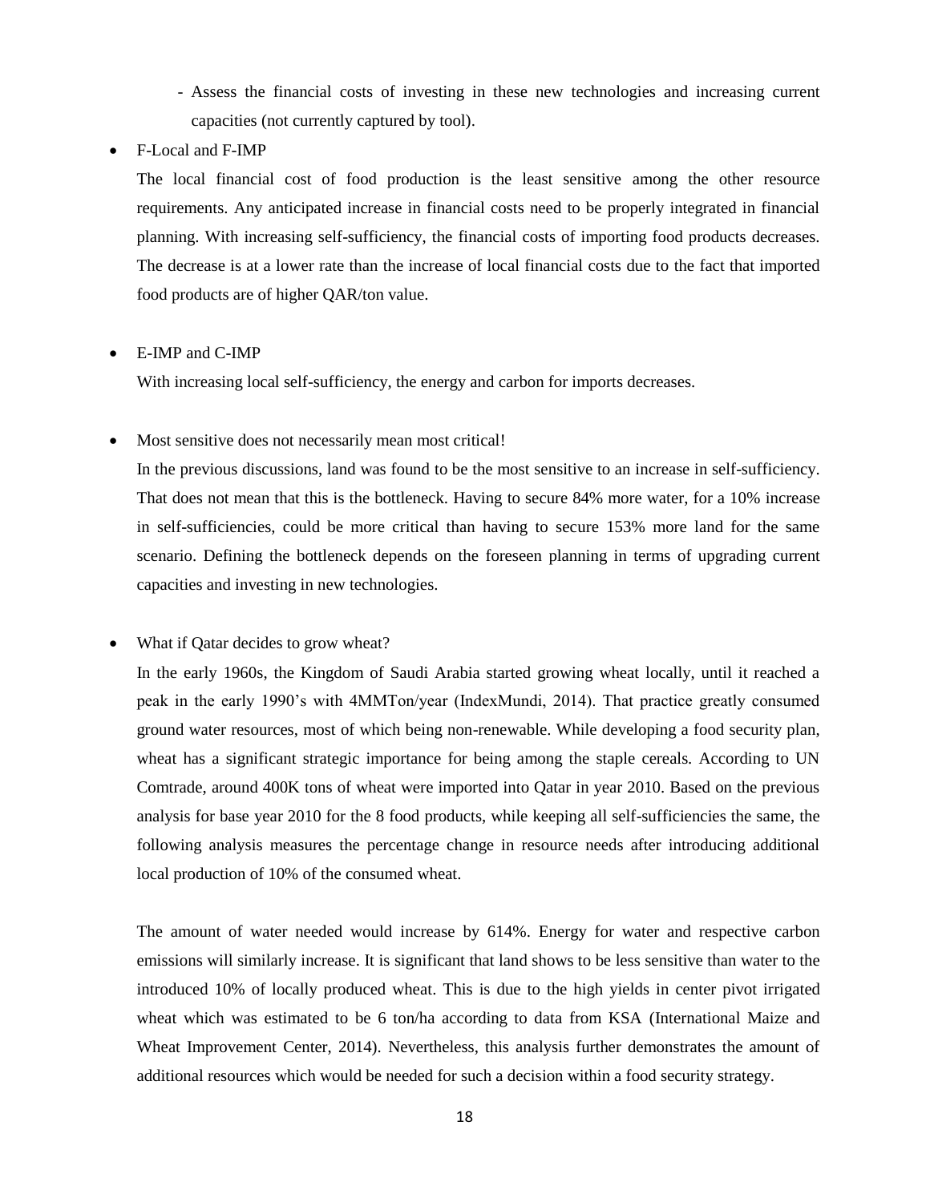- Assess the financial costs of investing in these new technologies and increasing current capacities (not currently captured by tool).

- F-Local and F-IMP

  The local financial cost of food production is the least sensitive among the other resource requirements. Any anticipated increase in financial costs need to be properly integrated in financial planning. With increasing self-sufficiency, the financial costs of importing food products decreases. The decrease is at a lower rate than the increase of local financial costs due to the fact that imported food products are of higher QAR/ton value.

- E-IMP and C-IMP

  With increasing local self-sufficiency, the energy and carbon for imports decreases.

- Most sensitive does not necessarily mean most critical!

  In the previous discussions, land was found to be the most sensitive to an increase in self-sufficiency. That does not mean that this is the bottleneck. Having to secure 84% more water, for a 10% increase in self-sufficiencies, could be more critical than having to secure 153% more land for the same scenario. Defining the bottleneck depends on the foreseen planning in terms of upgrading current capacities and investing in new technologies.

- What if Qatar decides to grow wheat?

  In the early 1960s, the Kingdom of Saudi Arabia started growing wheat locally, until it reached a peak in the early 1990's with 4MMTon/year (IndexMundi, 2014). That practice greatly consumed ground water resources, most of which being non-renewable. While developing a food security plan, wheat has a significant strategic importance for being among the staple cereals. According to UN Comtrade, around 400K tons of wheat were imported into Qatar in year 2010. Based on the previous analysis for base year 2010 for the 8 food products, while keeping all self-sufficiencies the same, the following analysis measures the percentage change in resource needs after introducing additional local production of 10% of the consumed wheat.

  The amount of water needed would increase by 614%. Energy for water and respective carbon emissions will similarly increase. It is significant that land shows to be less sensitive than water to the introduced 10% of locally produced wheat. This is due to the high yields in center pivot irrigated wheat which was estimated to be 6 ton/ha according to data from KSA (International Maize and Wheat Improvement Center, 2014). Nevertheless, this analysis further demonstrates the amount of additional resources which would be needed for such a decision within a food security strategy.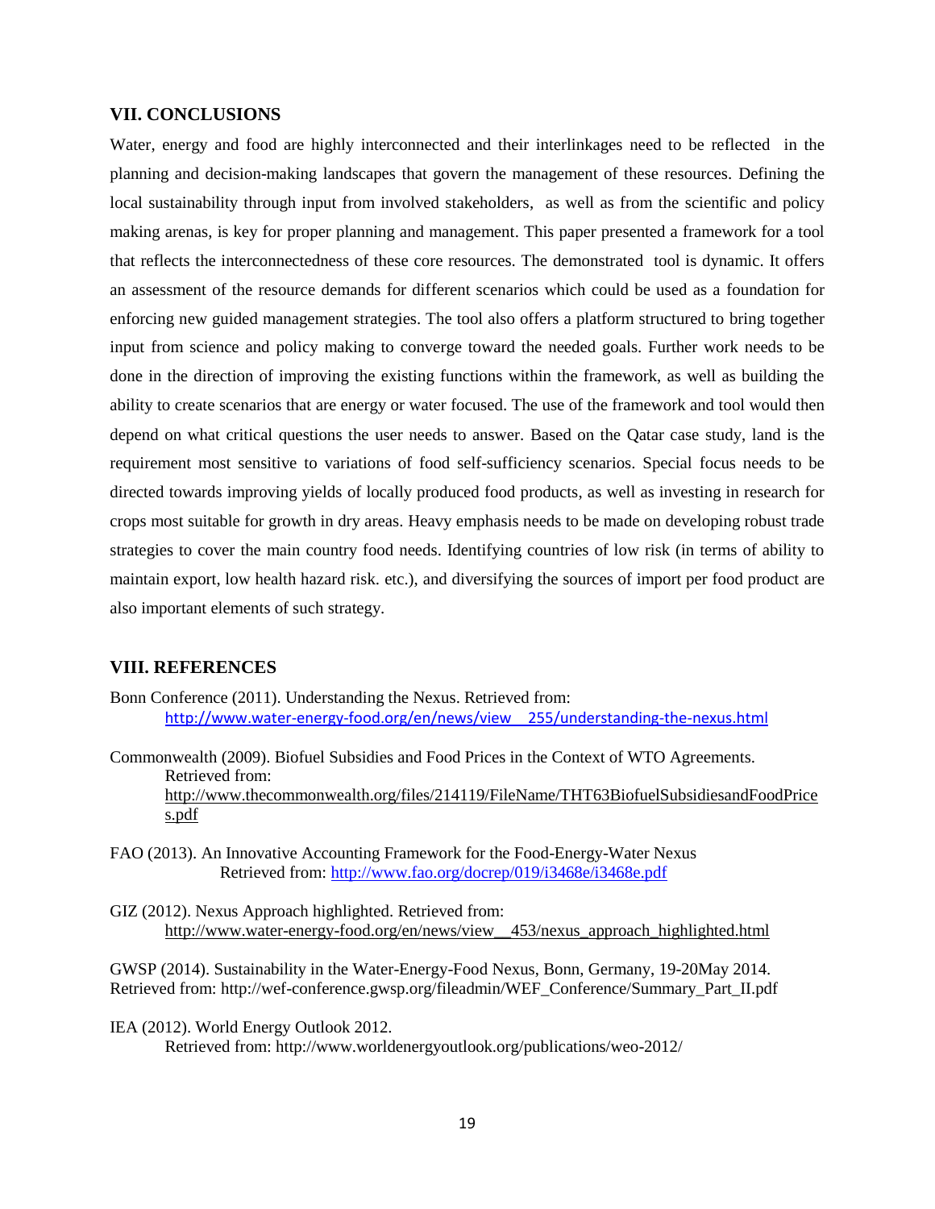## VII. CONCLUSIONS

Water, energy and food are highly interconnected and their interlinkages need to be reflected in the planning and decision-making landscapes that govern the management of these resources. Defining the local sustainability through input from involved stakeholders, as well as from the scientific and policy making arenas, is key for proper planning and management. This paper presented a framework for a tool that reflects the interconnectedness of these core resources. The demonstrated tool is dynamic. It offers an assessment of the resource demands for different scenarios which could be used as a foundation for enforcing new guided management strategies. The tool also offers a platform structured to bring together input from science and policy making to converge toward the needed goals. Further work needs to be done in the direction of improving the existing functions within the framework, as well as building the ability to create scenarios that are energy or water focused. The use of the framework and tool would then depend on what critical questions the user needs to answer. Based on the Qatar case study, land is the requirement most sensitive to variations of food self-sufficiency scenarios. Special focus needs to be directed towards improving yields of locally produced food products, as well as investing in research for crops most suitable for growth in dry areas. Heavy emphasis needs to be made on developing robust trade strategies to cover the main country food needs. Identifying countries of low risk (in terms of ability to maintain export, low health hazard risk. etc.), and diversifying the sources of import per food product are also important elements of such strategy.

## VIII. REFERENCES

Bonn Conference (2011). Understanding the Nexus. Retrieved from: http://www.water-energy-food.org/en/news/view__255/understanding-the-nexus.html

Commonwealth (2009). Biofuel Subsidies and Food Prices in the Context of WTO Agreements. Retrieved from: http://www.thecommonwealth.org/files/214119/FileName/THT63BiofuelSubsidiesandFoodPrices.pdf

FAO (2013). An Innovative Accounting Framework for the Food-Energy-Water Nexus Retrieved from: http://www.fao.org/docrep/019/i3468e/i3468e.pdf

GIZ (2012). Nexus Approach highlighted. Retrieved from: http://www.water-energy-food.org/en/news/view__453/nexus_approach_highlighted.html

GWSP (2014). Sustainability in the Water-Energy-Food Nexus, Bonn, Germany, 19-20May 2014. Retrieved from: http://wef-conference.gwsp.org/fileadmin/WEF_Conference/Summary_Part_II.pdf

IEA (2012). World Energy Outlook 2012. Retrieved from: http://www.worldenergyoutlook.org/publications/weo-2012/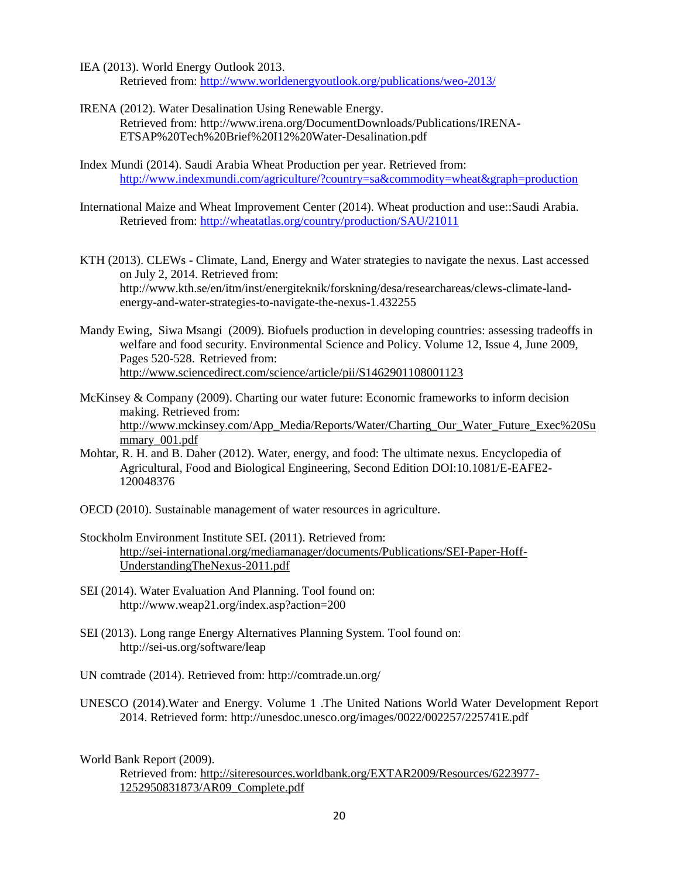IEA (2013). World Energy Outlook 2013.
Retrieved from: http://www.worldenergyoutlook.org/publications/weo-2013/

IRENA (2012). Water Desalination Using Renewable Energy.
Retrieved from: http://www.irena.org/DocumentDownloads/Publications/IRENA-ETSAP%20Tech%20Brief%20I12%20Water-Desalination.pdf

Index Mundi (2014). Saudi Arabia Wheat Production per year. Retrieved from:
http://www.indexmundi.com/agriculture/?country=sa&commodity=wheat&graph=production

International Maize and Wheat Improvement Center (2014). Wheat production and use::Saudi Arabia. Retrieved from: http://wheatatlas.org/country/production/SAU/21011

KTH (2013). CLEWs - Climate, Land, Energy and Water strategies to navigate the nexus. Last accessed on July 2, 2014. Retrieved from:
http://www.kth.se/en/itm/inst/energiteknik/forskning/desa/researchareas/clews-climate-land-energy-and-water-strategies-to-navigate-the-nexus-1.432255

Mandy Ewing, Siwa Msangi (2009). Biofuels production in developing countries: assessing tradeoffs in welfare and food security. Environmental Science and Policy. Volume 12, Issue 4, June 2009, Pages 520-528. Retrieved from:
http://www.sciencedirect.com/science/article/pii/S1462901108001123

McKinsey & Company (2009). Charting our water future: Economic frameworks to inform decision making. Retrieved from:
http://www.mckinsey.com/App_Media/Reports/Water/Charting_Our_Water_Future_Exec%20Summary_001.pdf

Mohtar, R. H. and B. Daher (2012). Water, energy, and food: The ultimate nexus. Encyclopedia of Agricultural, Food and Biological Engineering, Second Edition DOI:10.1081/E-EAFE2-120048376

OECD (2010). Sustainable management of water resources in agriculture.

Stockholm Environment Institute SEI. (2011). Retrieved from:
http://sei-international.org/mediamanager/documents/Publications/SEI-Paper-Hoff-UnderstandingTheNexus-2011.pdf

SEI (2014). Water Evaluation And Planning. Tool found on:
http://www.weap21.org/index.asp?action=200

SEI (2013). Long range Energy Alternatives Planning System. Tool found on:
http://sei-us.org/software/leap

UN comtrade (2014). Retrieved from: http://comtrade.un.org/

UNESCO (2014).Water and Energy. Volume 1 .The United Nations World Water Development Report 2014. Retrieved form: http://unesdoc.unesco.org/images/0022/002257/225741E.pdf

World Bank Report (2009).
Retrieved from: http://siteresources.worldbank.org/EXTAR2009/Resources/6223977-1252950831873/AR09_Complete.pdf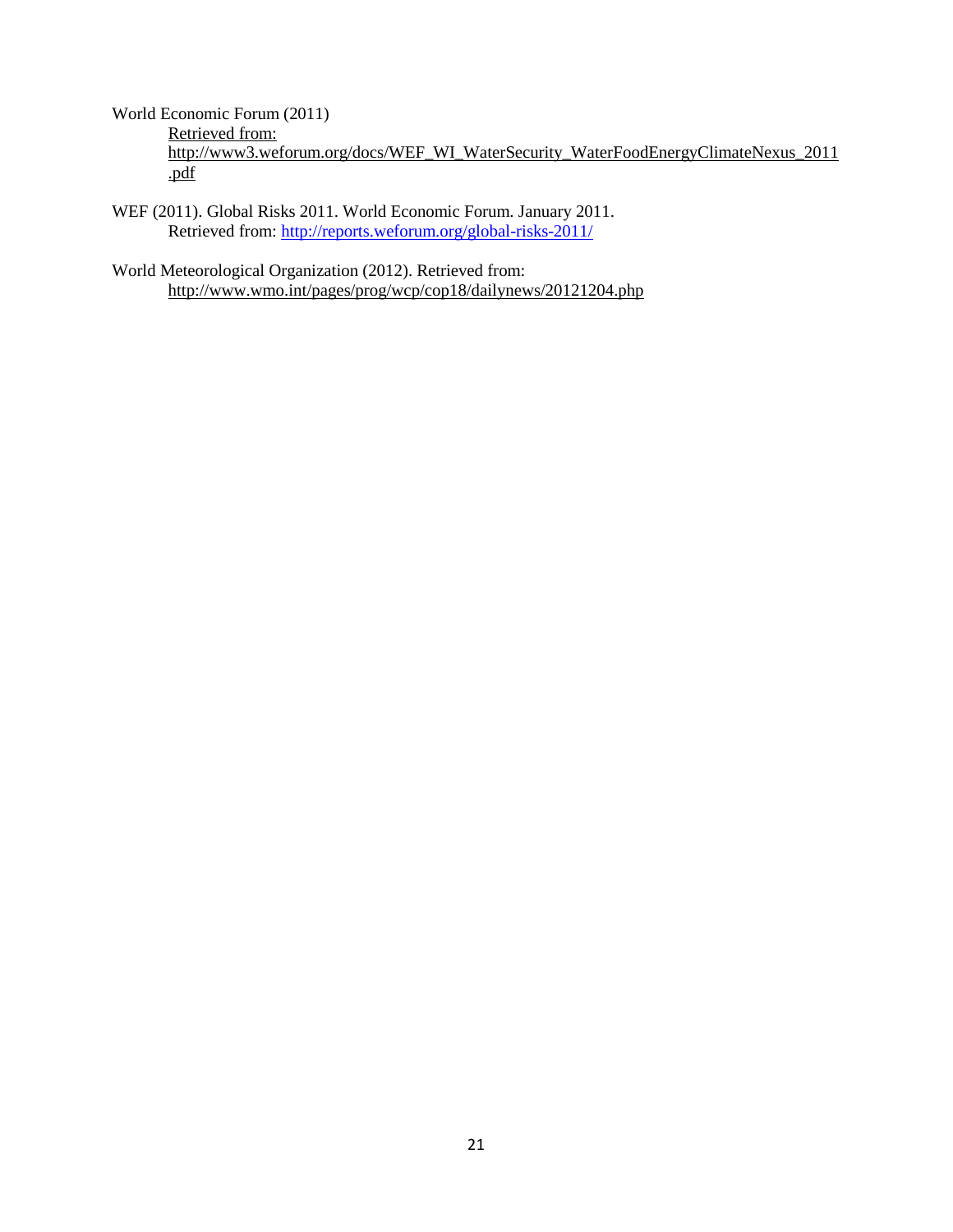World Economic Forum (2011)

Retrieved from:
http://www3.weforum.org/docs/WEF_WI_WaterSecurity_WaterFoodEnergyClimateNexus_2011.pdf

WEF (2011). Global Risks 2011. World Economic Forum. January 2011.
Retrieved from: http://reports.weforum.org/global-risks-2011/

World Meteorological Organization (2012). Retrieved from:
http://www.wmo.int/pages/prog/wcp/cop18/dailynews/20121204.php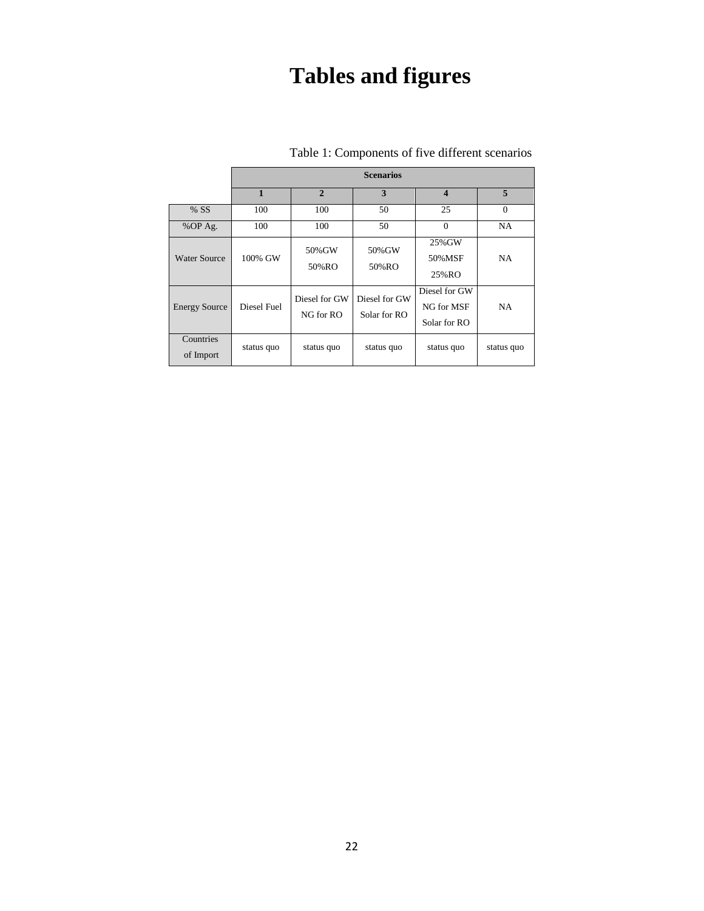# Tables and figures

Table 1: Components of five different scenarios

| | Scenarios | | | | |
|---|---|---|---|---|---|
| | **1** | **2** | **3** | **4** | **5** |
| % SS | 100 | 100 | 50 | 25 | 0 |
| %OP Ag. | 100 | 100 | 50 | 0 | NA |
| Water Source | 100% GW | 50%GW 50%RO | 50%GW 50%RO | 25%GW 50%MSF 25%RO | NA |
| Energy Source | Diesel Fuel | Diesel for GW NG for RO | Diesel for GW Solar for RO | Diesel for GW NG for MSF Solar for RO | NA |
| Countries of Import | status quo | status quo | status quo | status quo | status quo |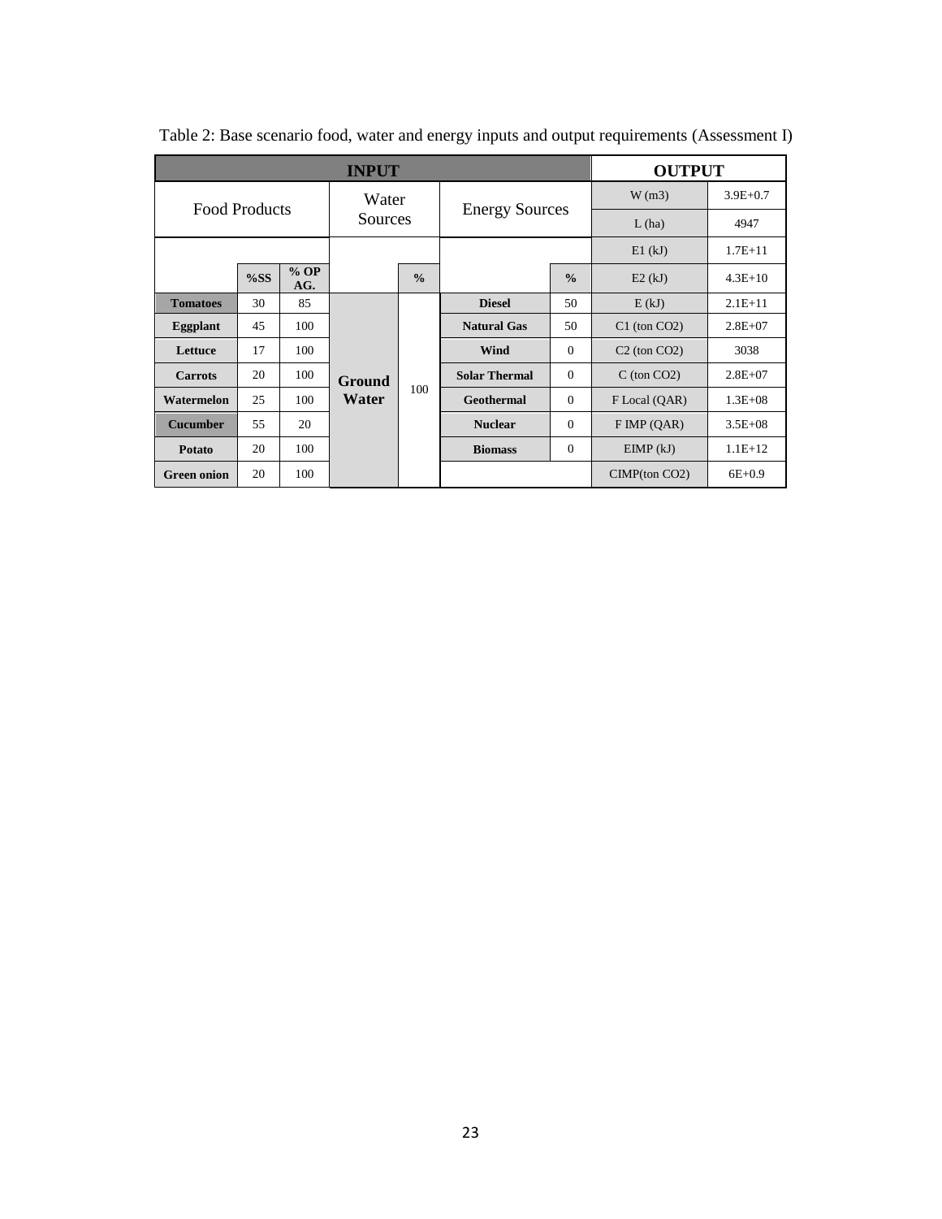Table 2: Base scenario food, water and energy inputs and output requirements (Assessment I)

| INPUT | | | | | | | OUTPUT | |
|---|---|---|---|---|---|---|---|---|
| Food Products | | | Water Sources | | Energy Sources | | W (m3) | 3.9E+0.7 |
| | | | | | | | L (ha) | 4947 |
| | | | | | | | E1 (kJ) | 1.7E+11 |
| | %SS | % OP AG. | | % | | % | E2 (kJ) | 4.3E+10 |
| **Tomatoes** | 30 | 85 | **Ground Water** | 100 | **Diesel** | 50 | E (kJ) | 2.1E+11 |
| **Eggplant** | 45 | 100 | | | **Natural Gas** | 50 | C1 (ton CO2) | 2.8E+07 |
| **Lettuce** | 17 | 100 | | | **Wind** | 0 | C2 (ton CO2) | 3038 |
| **Carrots** | 20 | 100 | | | **Solar Thermal** | 0 | C (ton CO2) | 2.8E+07 |
| **Watermelon** | 25 | 100 | | | **Geothermal** | 0 | F Local (QAR) | 1.3E+08 |
| **Cucumber** | 55 | 20 | | | **Nuclear** | 0 | F IMP (QAR) | 3.5E+08 |
| **Potato** | 20 | 100 | | | **Biomass** | 0 | EIMP (kJ) | 1.1E+12 |
| **Green onion** | 20 | 100 | | | | | CIMP(ton CO2) | 6E+0.9 |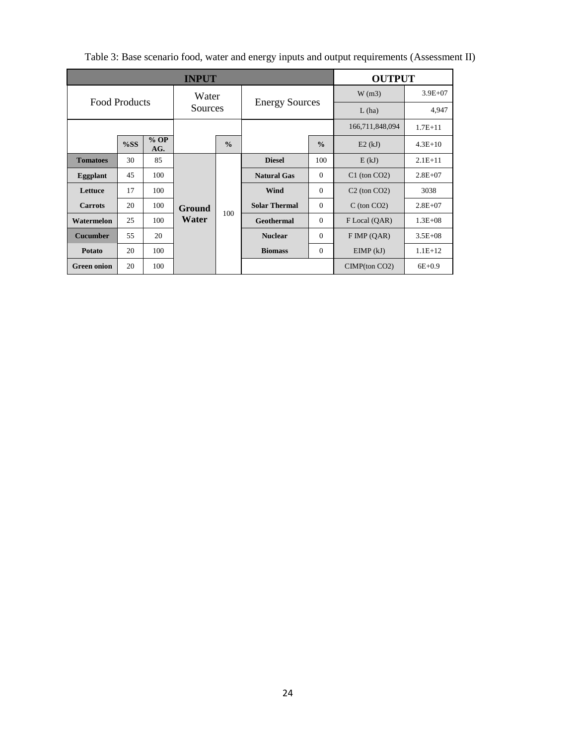Table 3: Base scenario food, water and energy inputs and output requirements (Assessment II)

| INPUT | | | | | | | OUTPUT | |
|---|---|---|---|---|---|---|---|---|
| Food Products | | | Water Sources | | Energy Sources | | W (m3) | 3.9E+07 |
| | | | | | | | L (ha) | 4,947 |
| | | | | | | | 166,711,848,094 | 1.7E+11 |
| | %SS | % OP AG. | | % | | % | E2 (kJ) | 4.3E+10 |
| **Tomatoes** | 30 | 85 | **Ground Water** | 100 | **Diesel** | 100 | E (kJ) | 2.1E+11 |
| **Eggplant** | 45 | 100 | | | **Natural Gas** | 0 | C1 (ton $CO_2$) | 2.8E+07 |
| **Lettuce** | 17 | 100 | | | **Wind** | 0 | C2 (ton $CO_2$) | 3038 |
| **Carrots** | 20 | 100 | | | **Solar Thermal** | 0 | C (ton $CO_2$) | 2.8E+07 |
| **Watermelon** | 25 | 100 | | | **Geothermal** | 0 | F Local (QAR) | 1.3E+08 |
| **Cucumber** | 55 | 20 | | | **Nuclear** | 0 | F IMP (QAR) | 3.5E+08 |
| **Potato** | 20 | 100 | | | **Biomass** | 0 | EIMP (kJ) | 1.1E+12 |
| **Green onion** | 20 | 100 | | | | | CIMP(ton $CO_2$) | 6E+0.9 |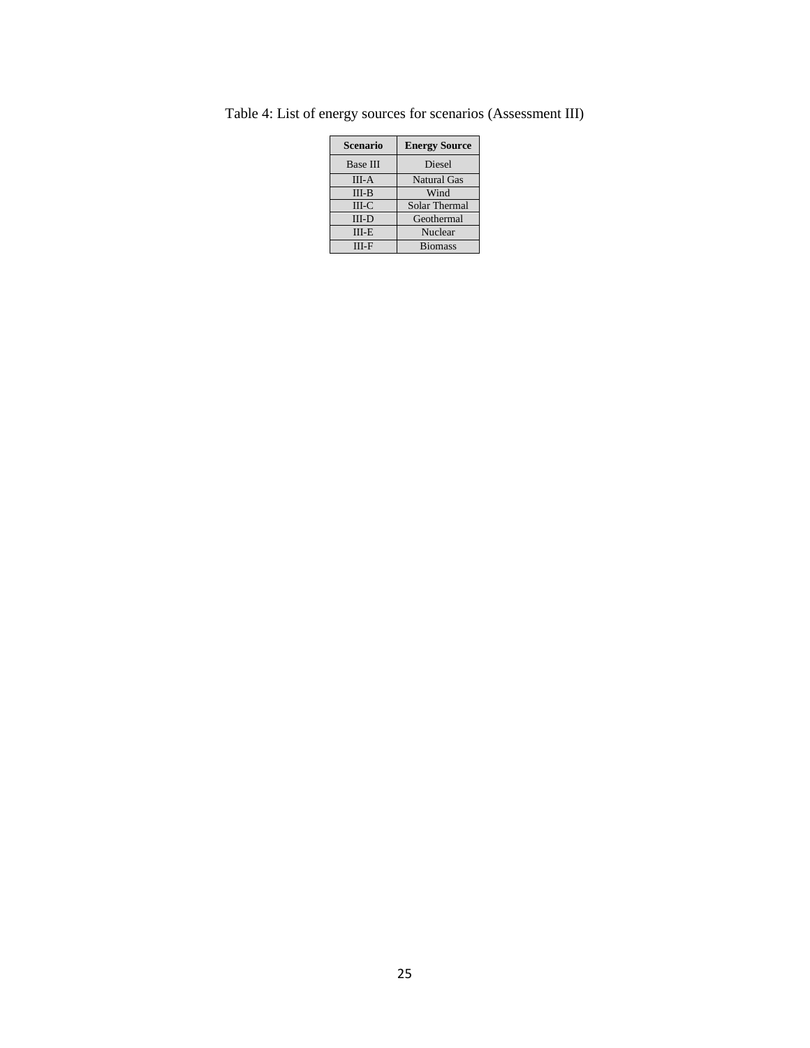Table 4: List of energy sources for scenarios (Assessment III)

| Scenario | Energy Source |
| --- | --- |
| Base III | Diesel |
| III-A | Natural Gas |
| III-B | Wind |
| III-C | Solar Thermal |
| III-D | Geothermal |
| III-E | Nuclear |
| III-F | Biomass |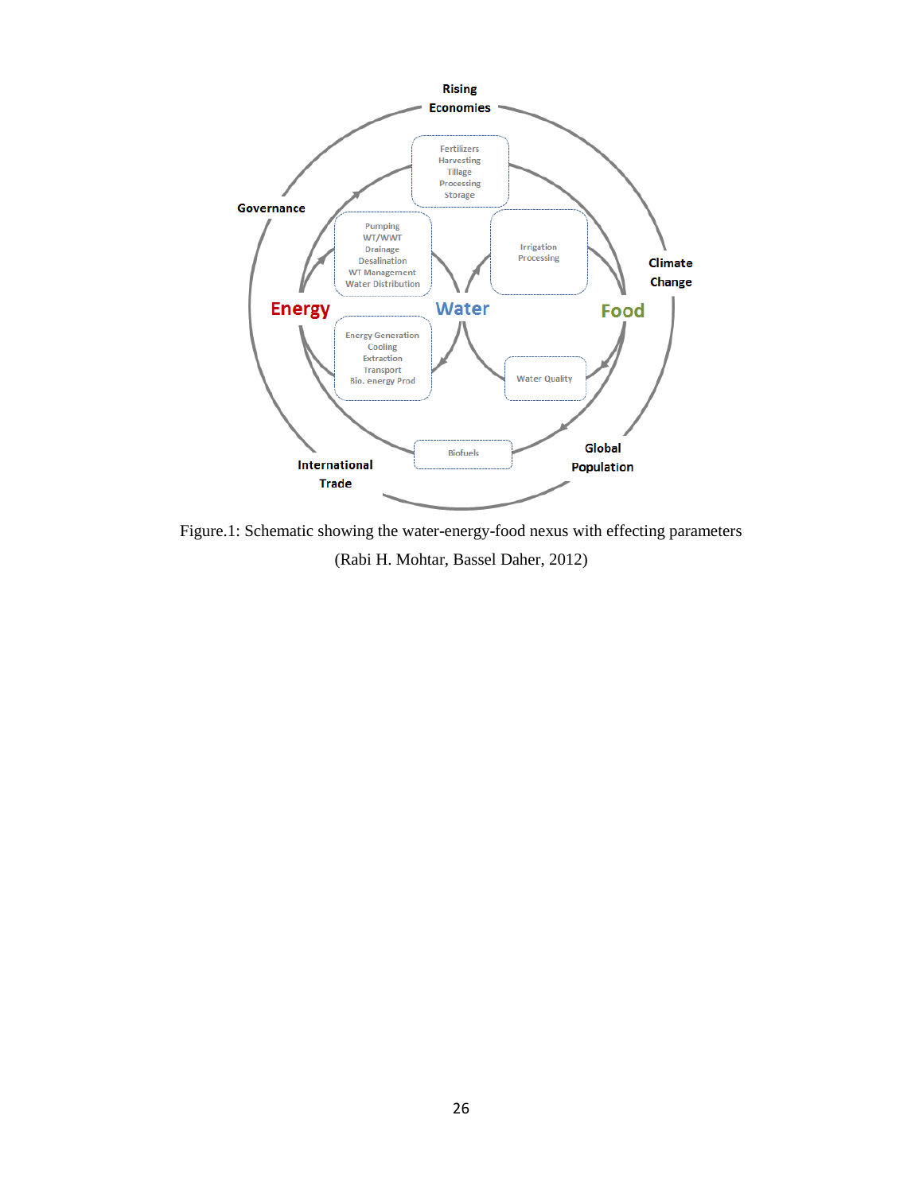Figure.1: Schematic showing the water-energy-food nexus with effecting parameters (Rabi H. Mohtar, Bassel Daher, 2012)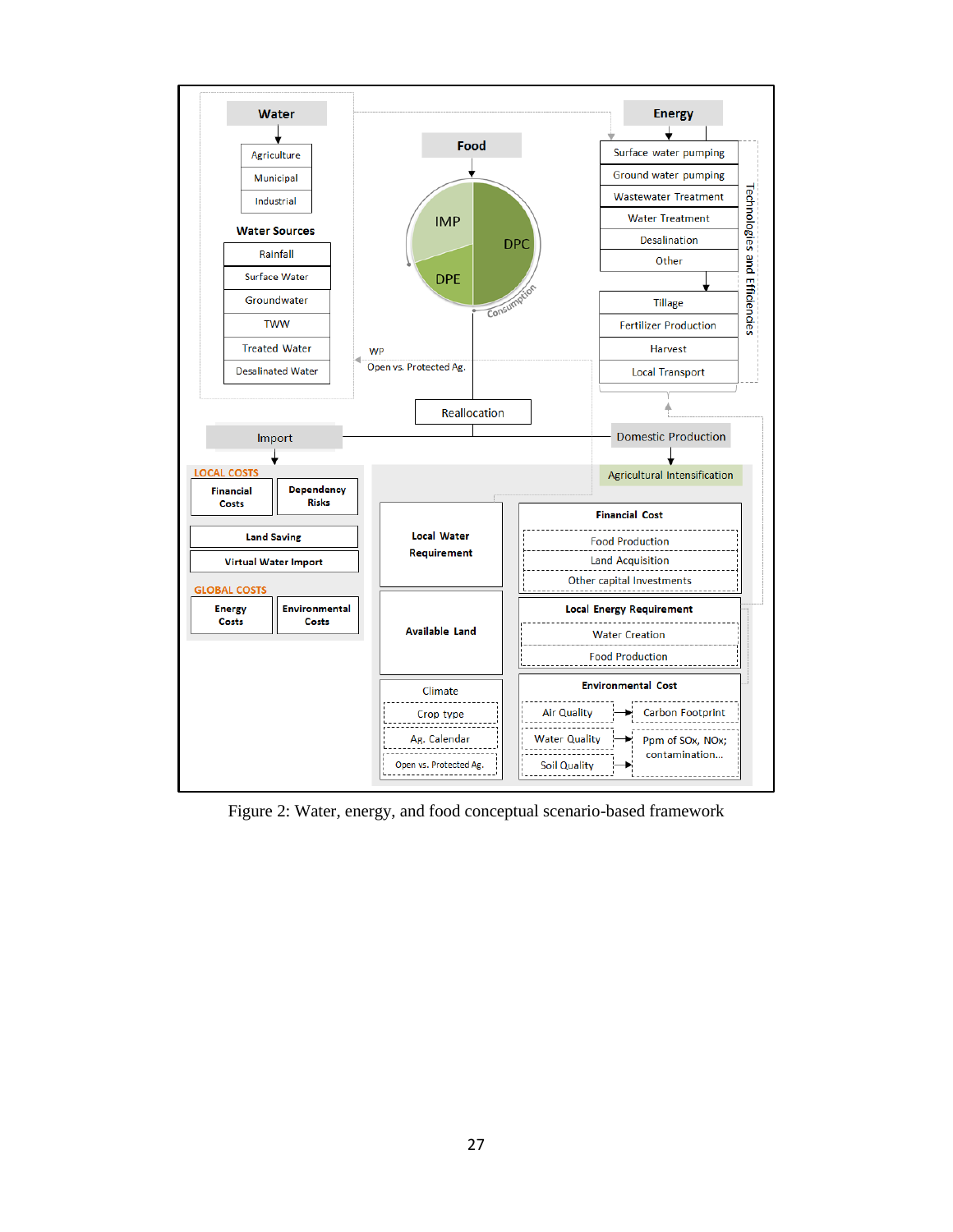Figure 2: Water, energy, and food conceptual scenario-based framework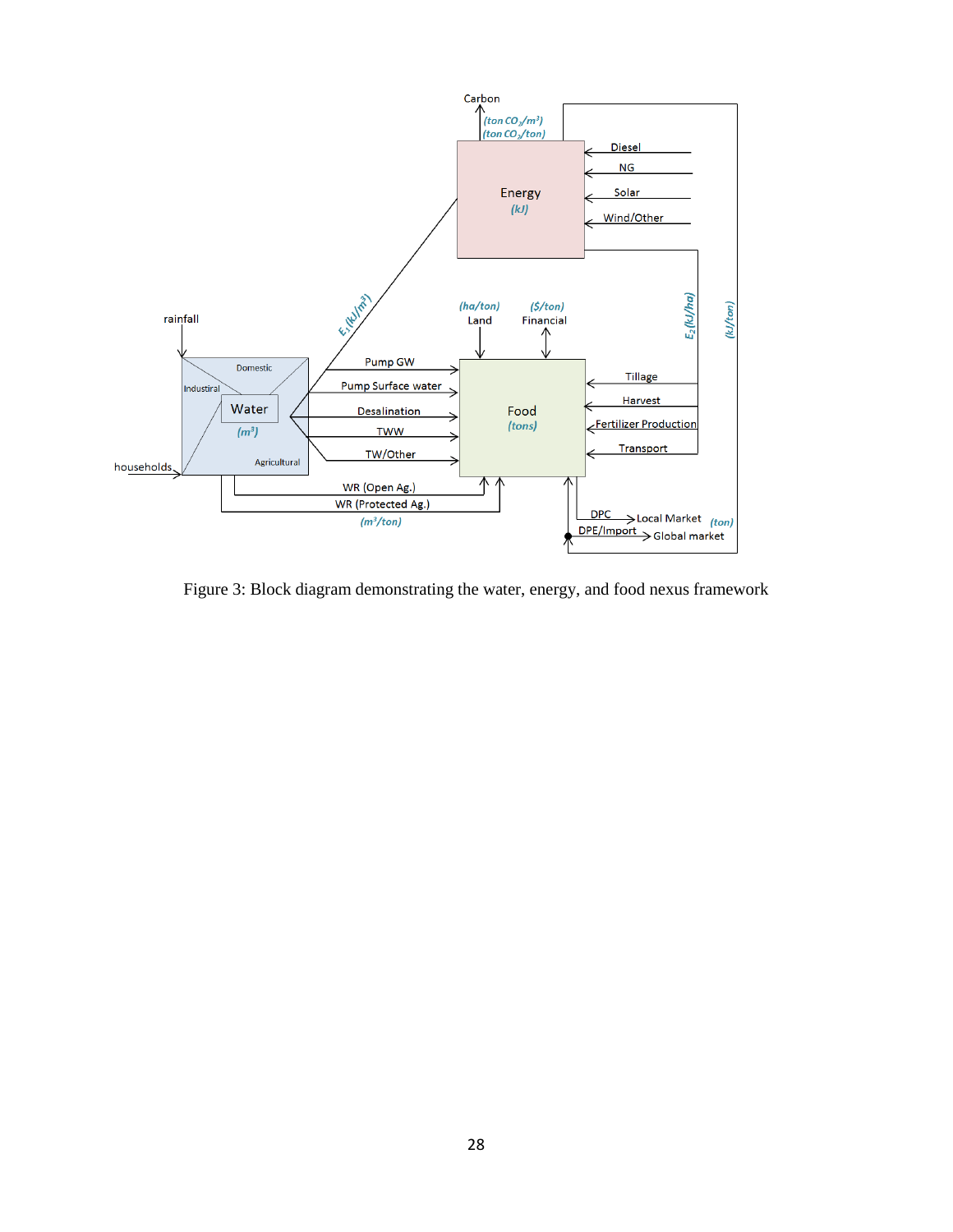Figure 3: Block diagram demonstrating the water, energy, and food nexus framework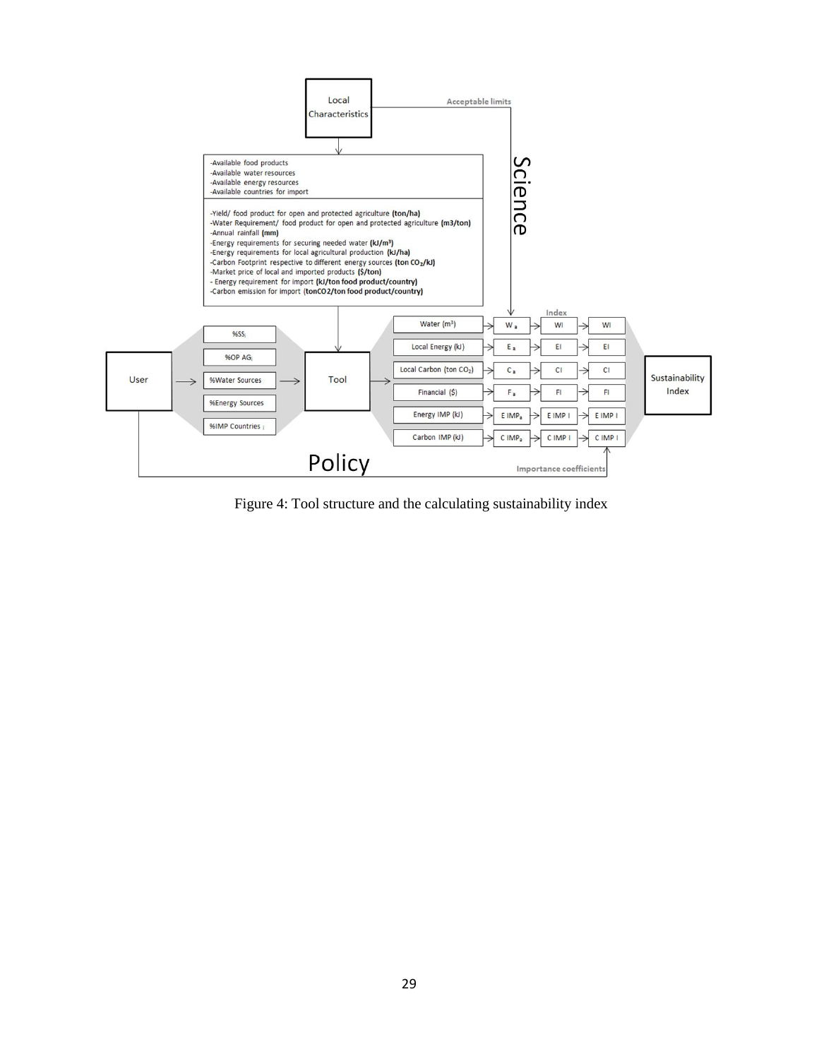Figure 4: Tool structure and the calculating sustainability index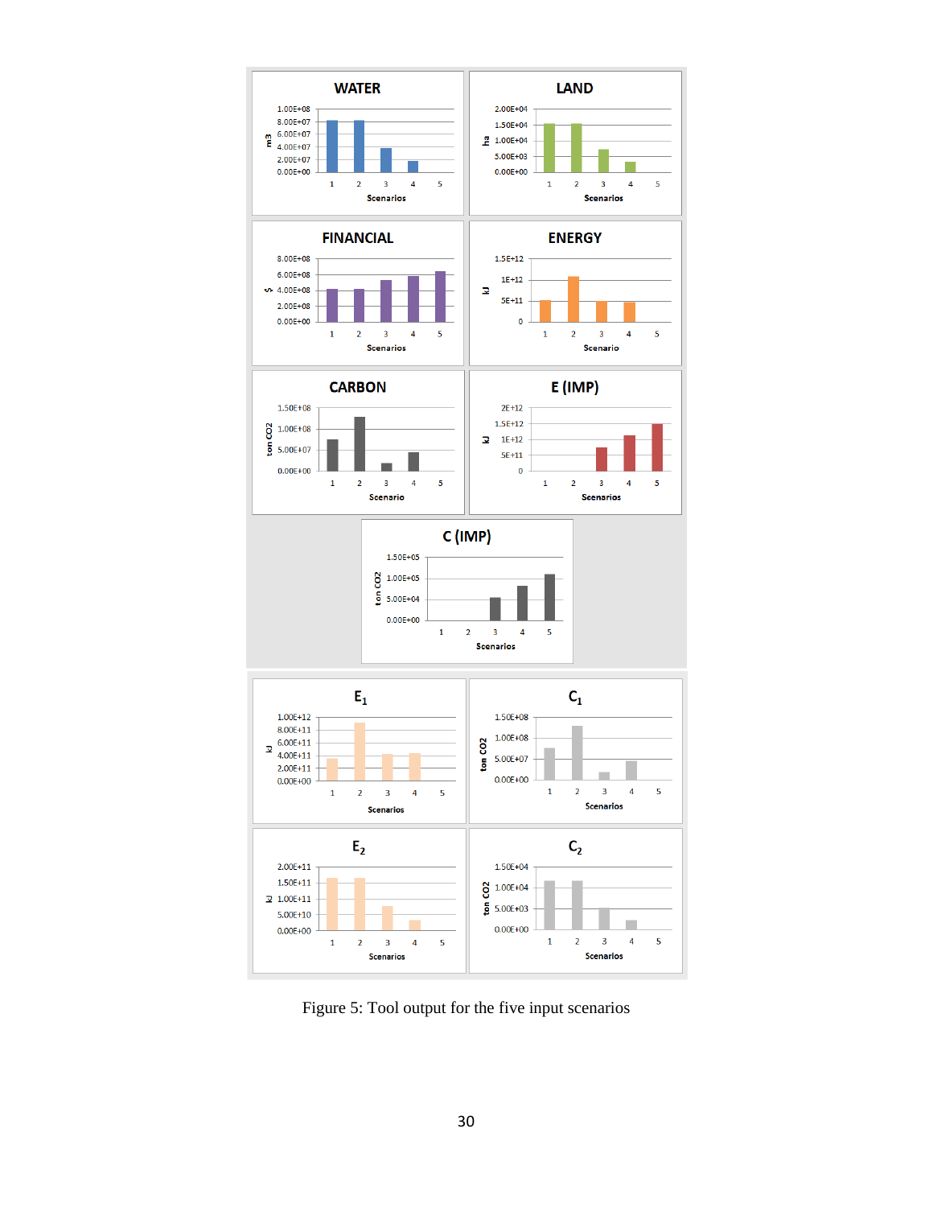Figure 5: Tool output for the five input scenarios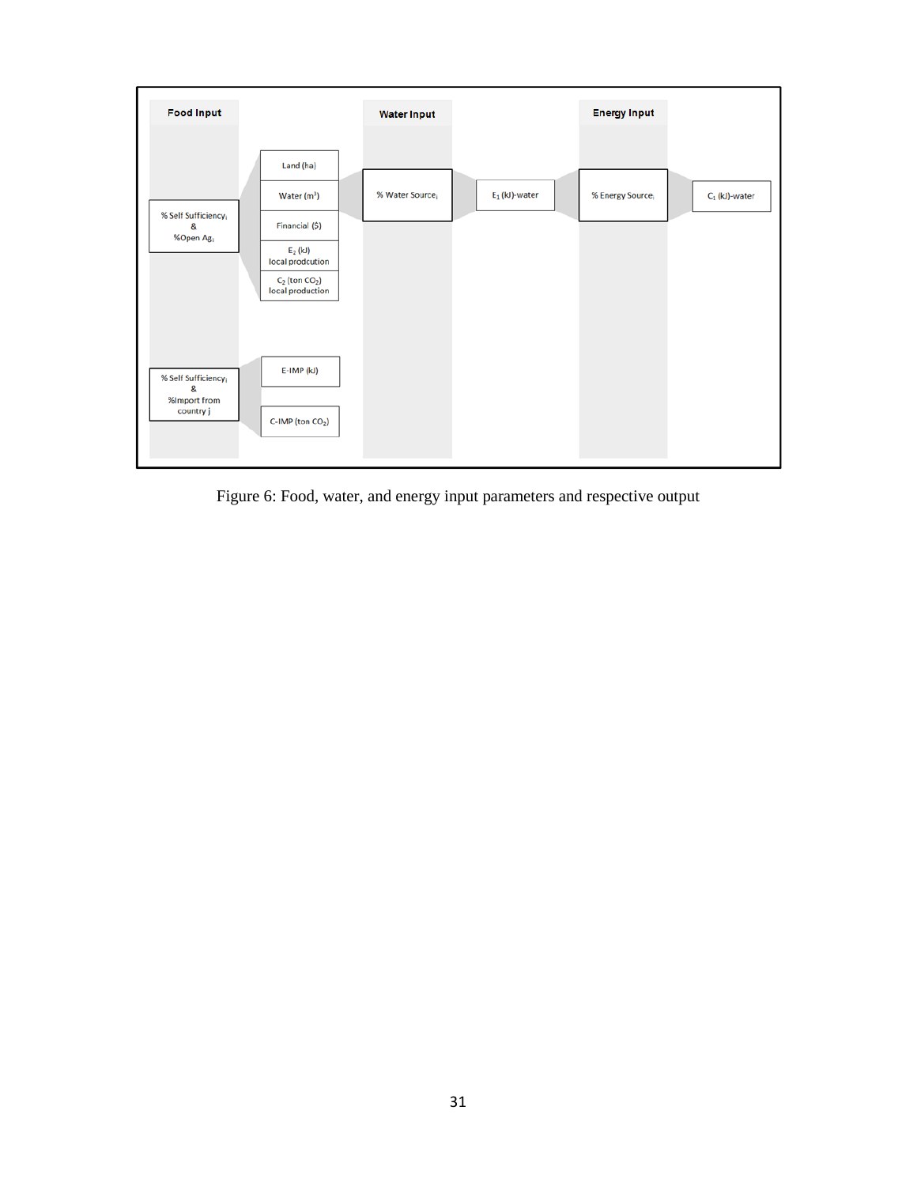**Food Input**

% Self Sufficiency$_i$ & %Open Ag$_i$

- Land (ha)
- Water ($m^3$)
- Financial ($)
- $E_2$ (kJ) local prodcution
- $C_2$ (ton $CO_2$) local production

% Self Sufficiency$_i$ & %Import from country j

- E-IMP (kJ)
- C-IMP (ton $CO_2$)

**Water Input**

% Water Source$_i$ → $E_1$ (kJ)-water

**Energy Input**

% Energy Source$_i$ → $C_1$ (kJ)-water

Figure 6: Food, water, and energy input parameters and respective output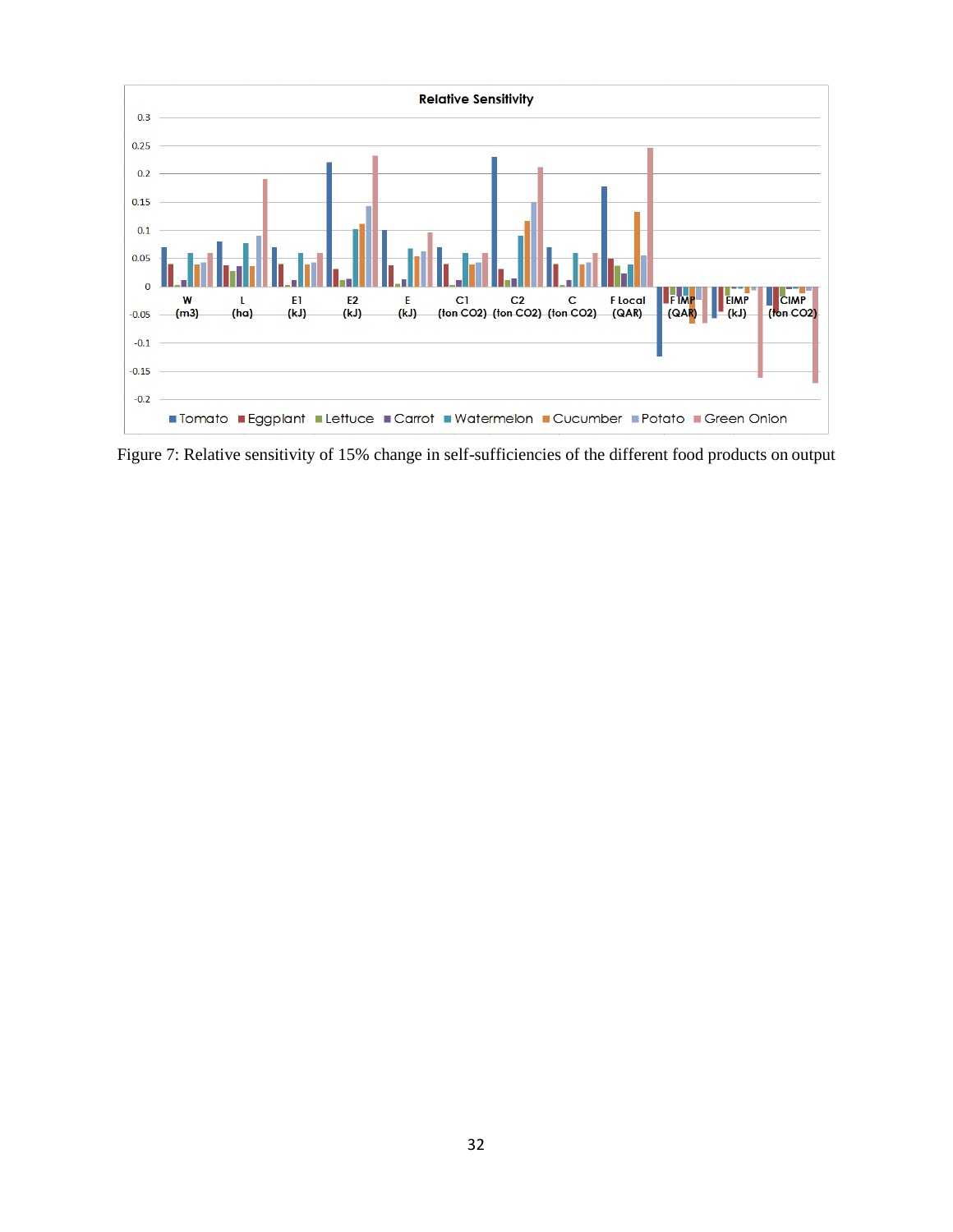Figure 7: Relative sensitivity of 15% change in self-sufficiencies of the different food products on output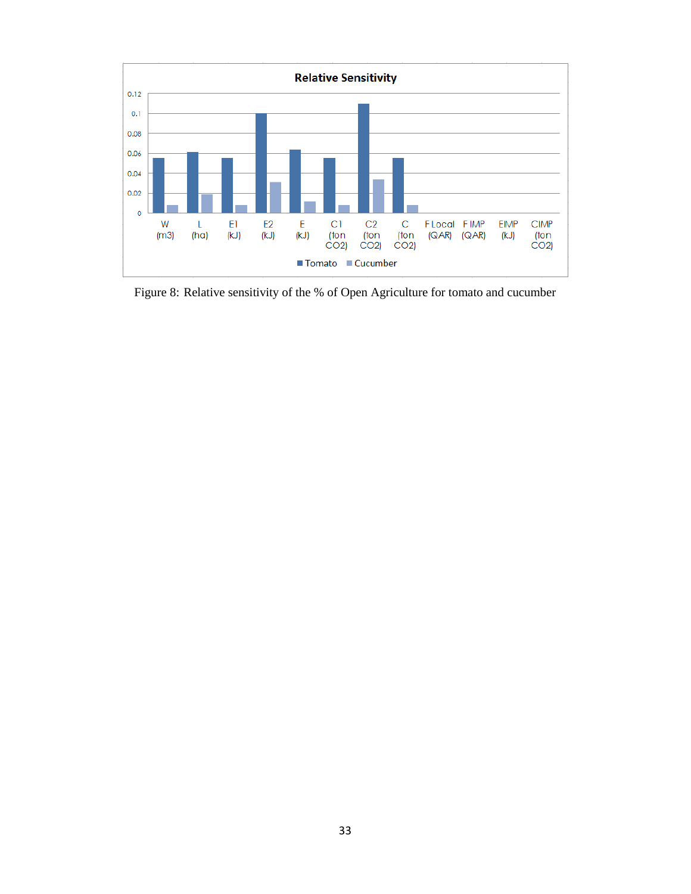Figure 8: Relative sensitivity of the % of Open Agriculture for tomato and cucumber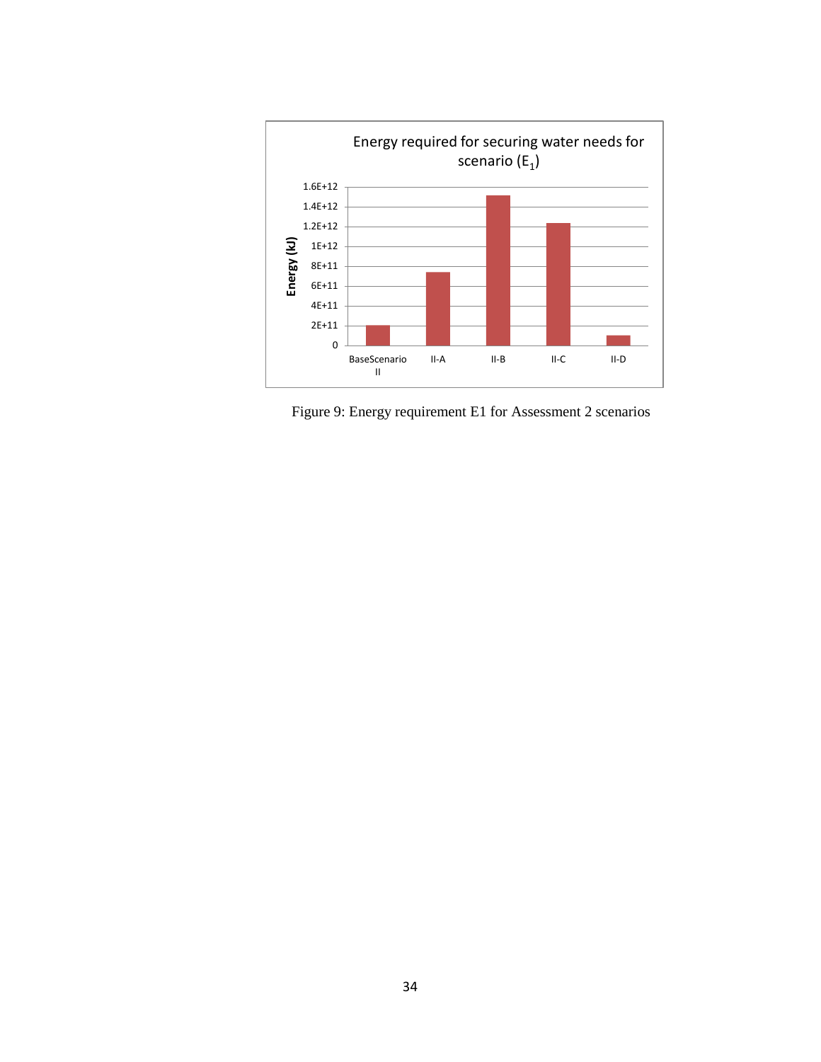Energy required for securing water needs for scenario ($E_1$)

| Scenario | Energy (kJ) |
|---|---|
| BaseScenario II | ~2E+11 |
| II-A | ~7.4E+11 |
| II-B | ~1.5E+12 |
| II-C | ~1.23E+12 |
| II-D | ~1E+11 |

Figure 9: Energy requirement E1 for Assessment 2 scenarios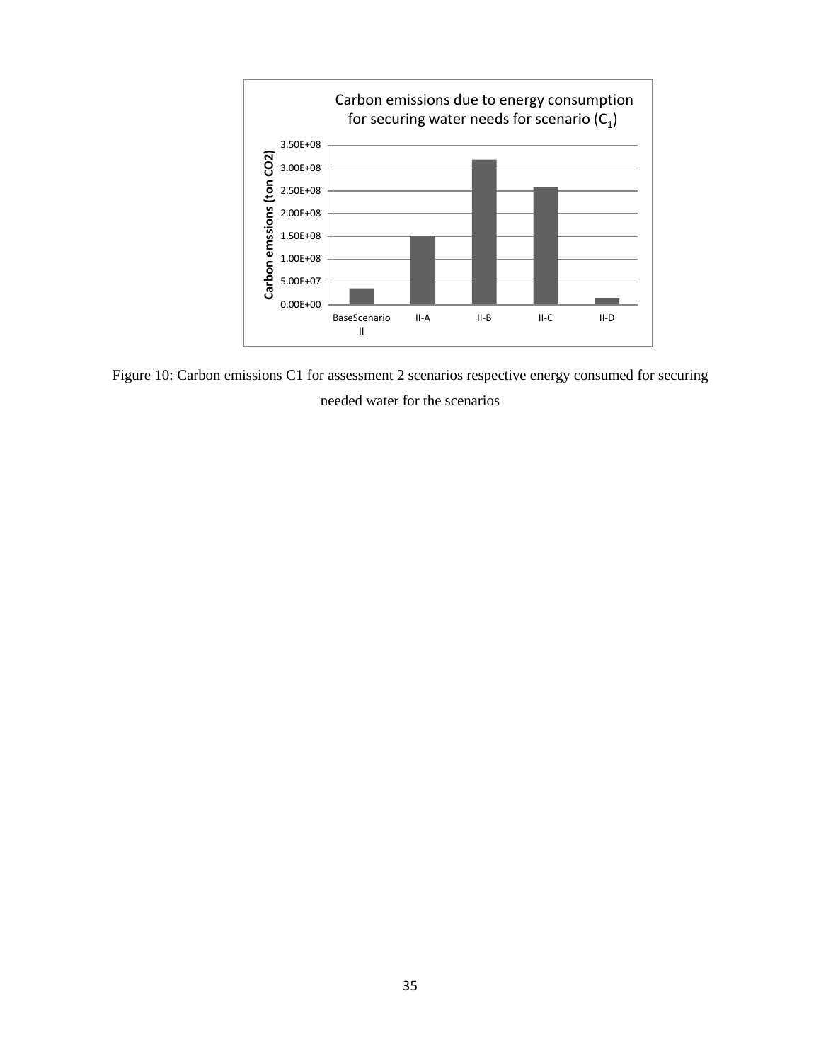Carbon emissions due to energy consumption for securing water needs for scenario ($C_1$)

| Scenario | Carbon emssions (ton CO2) |
| --- | --- |
| BaseScenario II | ~3.5E+07 |
| II-A | ~1.5E+08 |
| II-B | ~3.2E+08 |
| II-C | ~2.6E+08 |
| II-D | ~1.2E+07 |

Figure 10: Carbon emissions C1 for assessment 2 scenarios respective energy consumed for securing needed water for the scenarios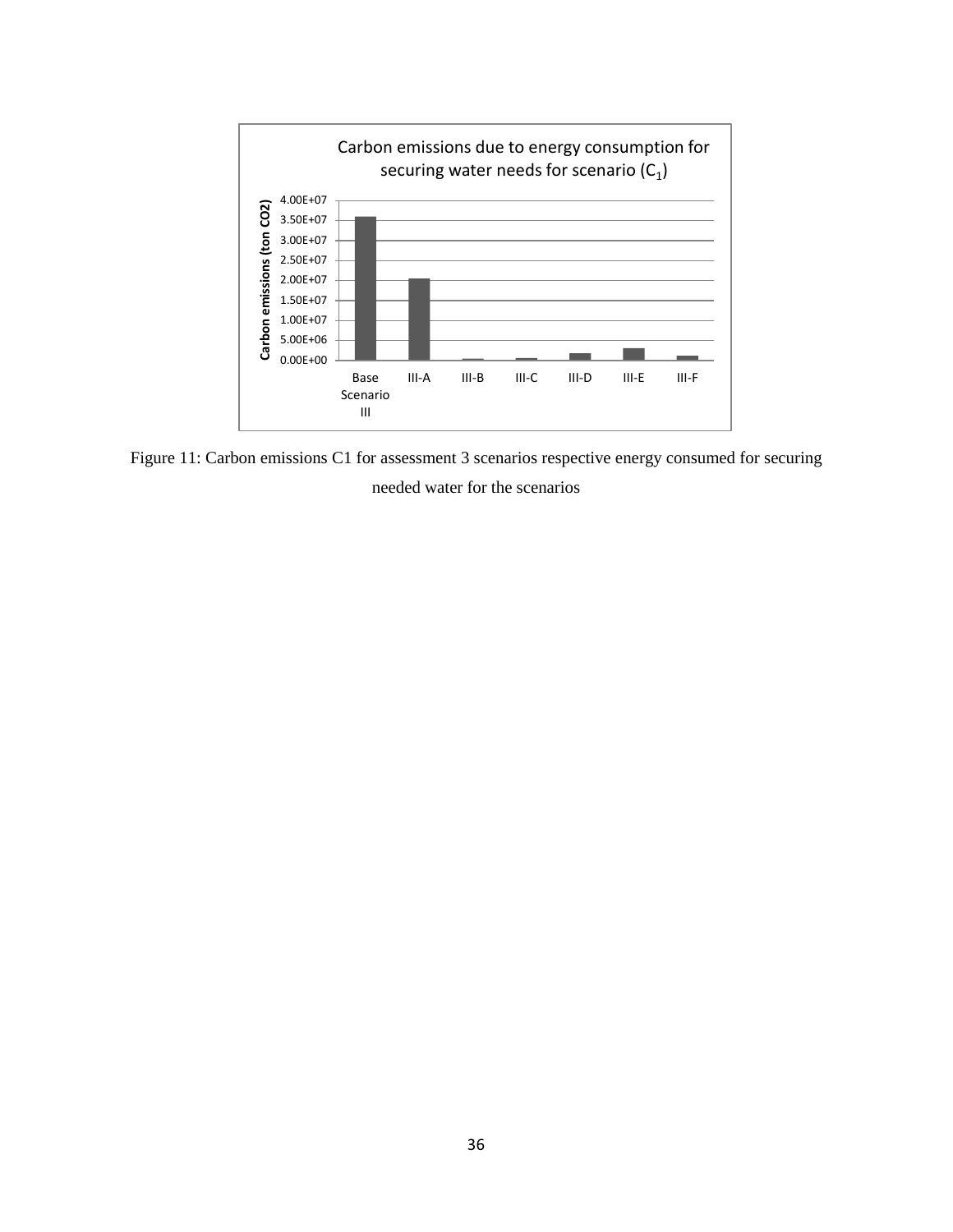Figure 11: Carbon emissions C1 for assessment 3 scenarios respective energy consumed for securing needed water for the scenarios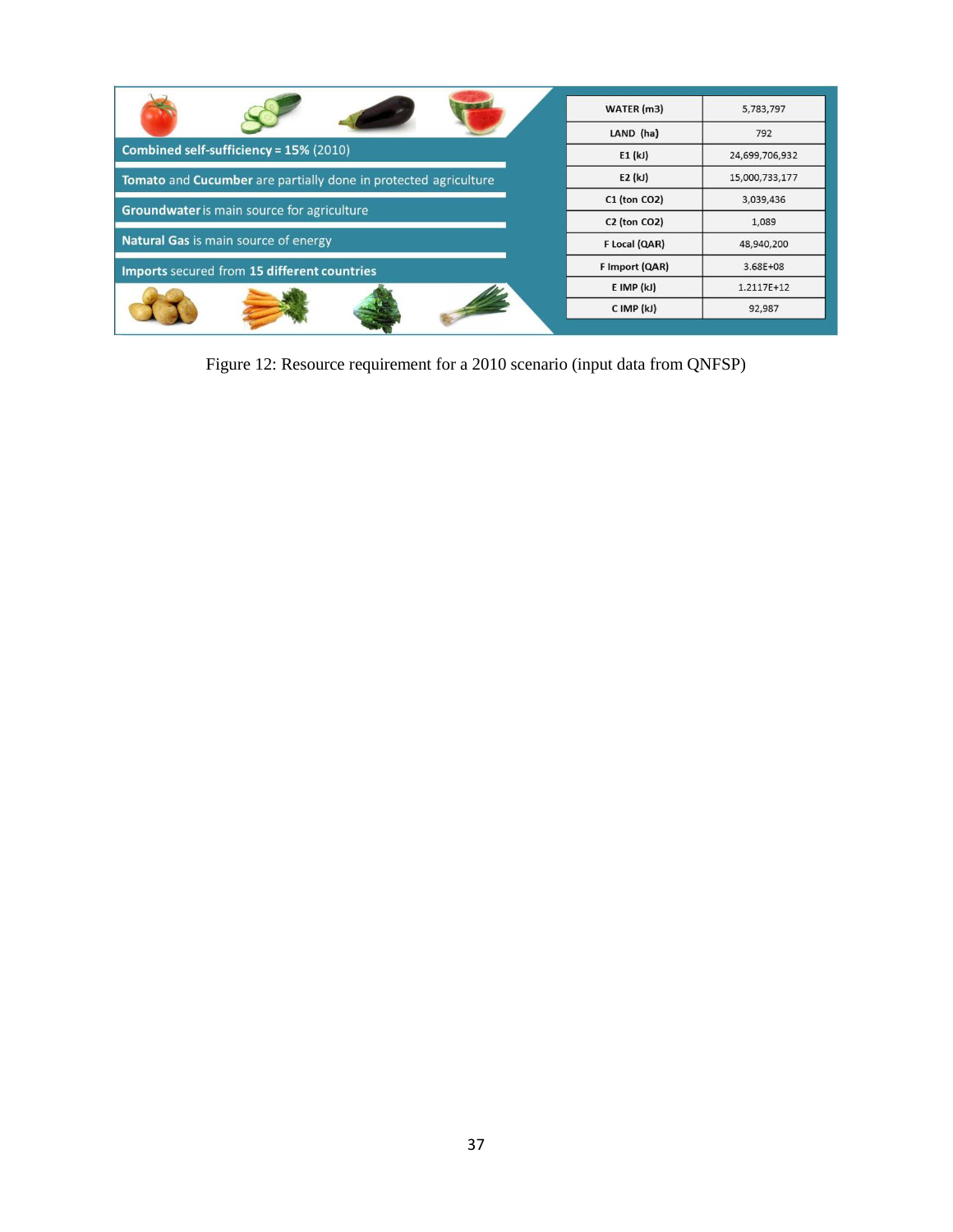Combined self-sufficiency = 15% (2010)

Tomato and Cucumber are partially done in protected agriculture

Groundwater is main source for agriculture

Natural Gas is main source of energy

Imports secured from 15 different countries

| WATER (m3) | 5,783,797 |
|---|---|
| LAND (ha) | 792 |
| E1 (kJ) | 24,699,706,932 |
| E2 (kJ) | 15,000,733,177 |
| C1 (ton CO2) | 3,039,436 |
| C2 (ton CO2) | 1,089 |
| F Local (QAR) | 48,940,200 |
| F Import (QAR) | 3.68E+08 |
| E IMP (kJ) | 1.2117E+12 |
| C IMP (kJ) | 92,987 |

Figure 12: Resource requirement for a 2010 scenario (input data from QNFSP)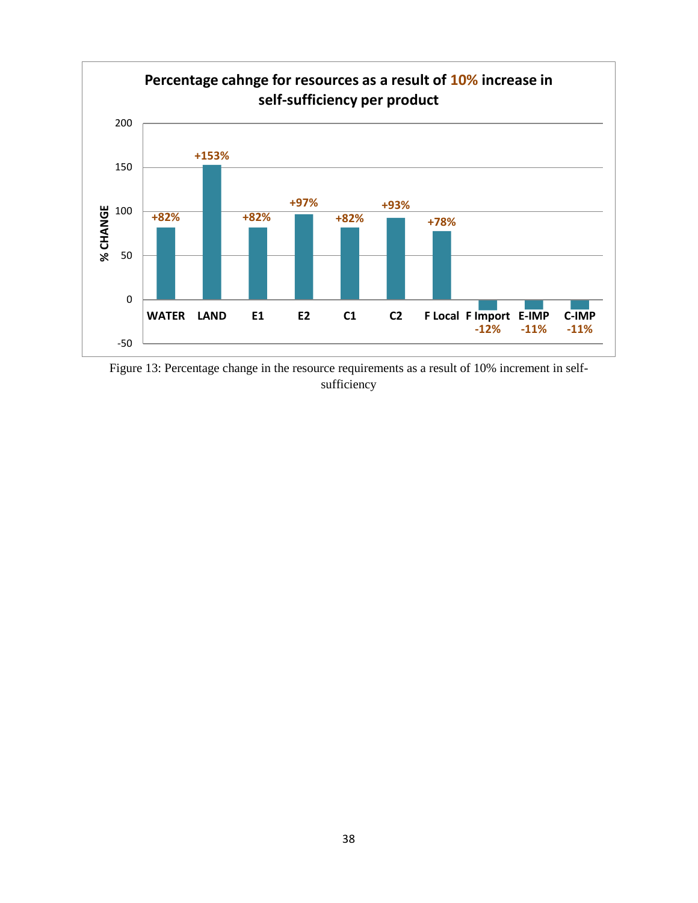**Percentage cahnge for resources as a result of 10% increase in self-sufficiency per product**

| Resource | % CHANGE |
|---|---|
| WATER | +82% |
| LAND | +153% |
| E1 | +82% |
| E2 | +97% |
| C1 | +82% |
| C2 | +93% |
| F Local | +78% |
| F Import | -12% |
| E-IMP | -11% |
| C-IMP | -11% |

Figure 13: Percentage change in the resource requirements as a result of 10% increment in self-sufficiency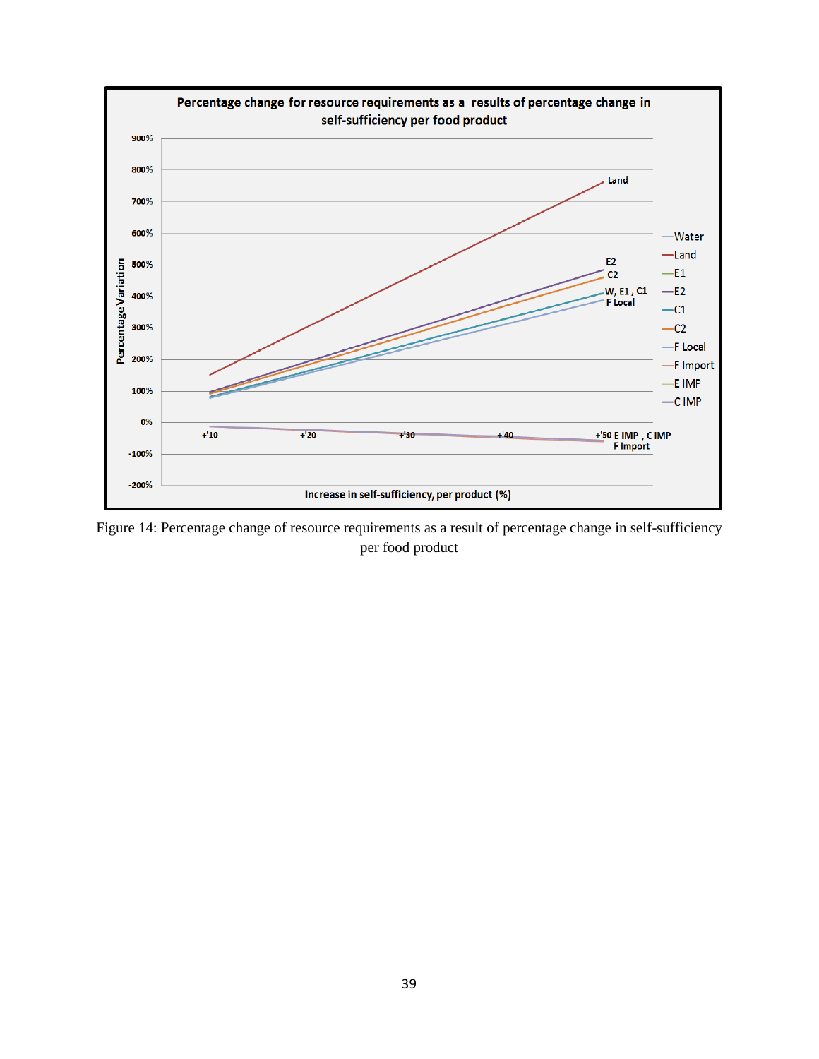Figure 14: Percentage change of resource requirements as a result of percentage change in self-sufficiency per food product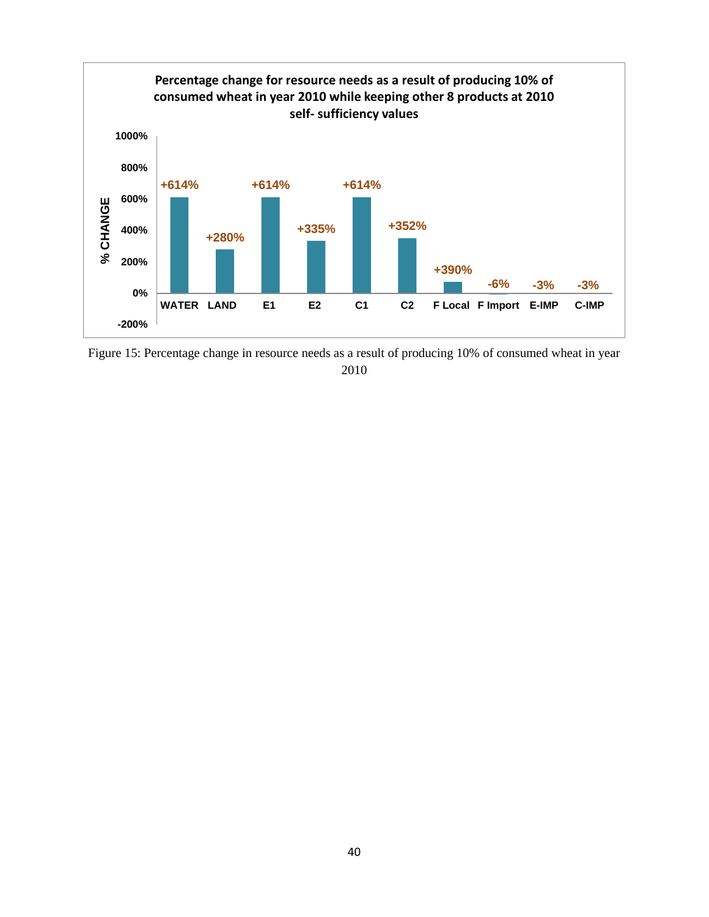Percentage change for resource needs as a result of producing 10% of consumed wheat in year 2010 while keeping other 8 products at 2010 self- sufficiency values

% CHANGE

1000%
800%
600%
400%
200%
0%
-200%

+614%
+280%
+614%
+335%
+614%
+352%
+390%
-6%
-3%
-3%

WATER LAND E1 E2 C1 C2 F Local F Import E-IMP C-IMP

Figure 15: Percentage change in resource needs as a result of producing 10% of consumed wheat in year 2010